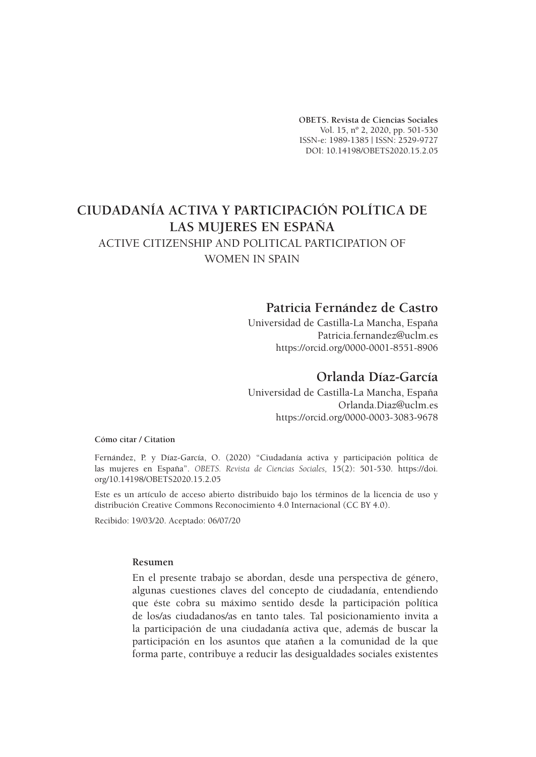**OBETS. Revista de Ciencias Sociales**
Vol. 15, nº 2, 2020, pp. 501-530
ISSN-e: 1989-1385 | ISSN: 2529-9727
DOI: 10.14198/OBETS2020.15.2.05

# CIUDADANÍA ACTIVA Y PARTICIPACIÓN POLÍTICA DE LAS MUJERES EN ESPAÑA

## ACTIVE CITIZENSHIP AND POLITICAL PARTICIPATION OF WOMEN IN SPAIN

**Patricia Fernández de Castro**
Universidad de Castilla-La Mancha, España
Patricia.fernandez@uclm.es
https://orcid.org/0000-0001-8551-8906

**Orlanda Díaz-García**
Universidad de Castilla-La Mancha, España
Orlanda.Diaz@uclm.es
https://orcid.org/0000-0003-3083-9678

**Cómo citar / Citation**

Fernández, P. y Díaz-García, O. (2020) "Ciudadanía activa y participación política de las mujeres en España". *OBETS. Revista de Ciencias Sociales,* 15(2): 501-530. https://doi.org/10.14198/OBETS2020.15.2.05

Este es un artículo de acceso abierto distribuido bajo los términos de la licencia de uso y distribución Creative Commons Reconocimiento 4.0 Internacional (CC BY 4.0).

Recibido: 19/03/20. Aceptado: 06/07/20

**Resumen**

En el presente trabajo se abordan, desde una perspectiva de género, algunas cuestiones claves del concepto de ciudadanía, entendiendo que éste cobra su máximo sentido desde la participación política de los/as ciudadanos/as en tanto tales. Tal posicionamiento invita a la participación de una ciudadanía activa que, además de buscar la participación en los asuntos que atañen a la comunidad de la que forma parte, contribuye a reducir las desigualdades sociales existentes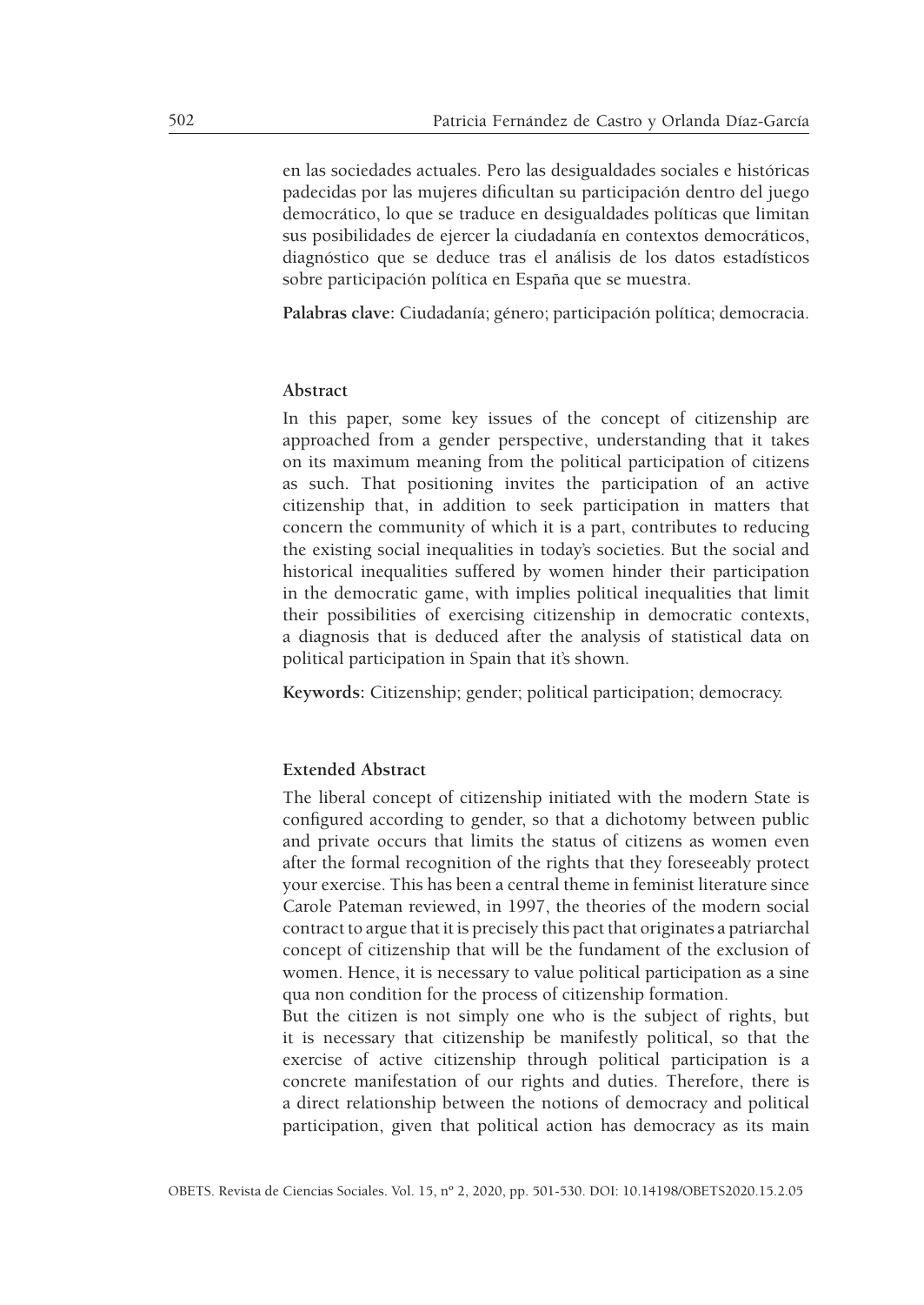en las sociedades actuales. Pero las desigualdades sociales e históricas padecidas por las mujeres dificultan su participación dentro del juego democrático, lo que se traduce en desigualdades políticas que limitan sus posibilidades de ejercer la ciudadanía en contextos democráticos, diagnóstico que se deduce tras el análisis de los datos estadísticos sobre participación política en España que se muestra.

**Palabras clave:** Ciudadanía; género; participación política; democracia.

### Abstract

In this paper, some key issues of the concept of citizenship are approached from a gender perspective, understanding that it takes on its maximum meaning from the political participation of citizens as such. That positioning invites the participation of an active citizenship that, in addition to seek participation in matters that concern the community of which it is a part, contributes to reducing the existing social inequalities in today's societies. But the social and historical inequalities suffered by women hinder their participation in the democratic game, with implies political inequalities that limit their possibilities of exercising citizenship in democratic contexts, a diagnosis that is deduced after the analysis of statistical data on political participation in Spain that it's shown.

**Keywords:** Citizenship; gender; political participation; democracy.

### Extended Abstract

The liberal concept of citizenship initiated with the modern State is configured according to gender, so that a dichotomy between public and private occurs that limits the status of citizens as women even after the formal recognition of the rights that they foreseeably protect your exercise. This has been a central theme in feminist literature since Carole Pateman reviewed, in 1997, the theories of the modern social contract to argue that it is precisely this pact that originates a patriarchal concept of citizenship that will be the fundament of the exclusion of women. Hence, it is necessary to value political participation as a sine qua non condition for the process of citizenship formation.

But the citizen is not simply one who is the subject of rights, but it is necessary that citizenship be manifestly political, so that the exercise of active citizenship through political participation is a concrete manifestation of our rights and duties. Therefore, there is a direct relationship between the notions of democracy and political participation, given that political action has democracy as its main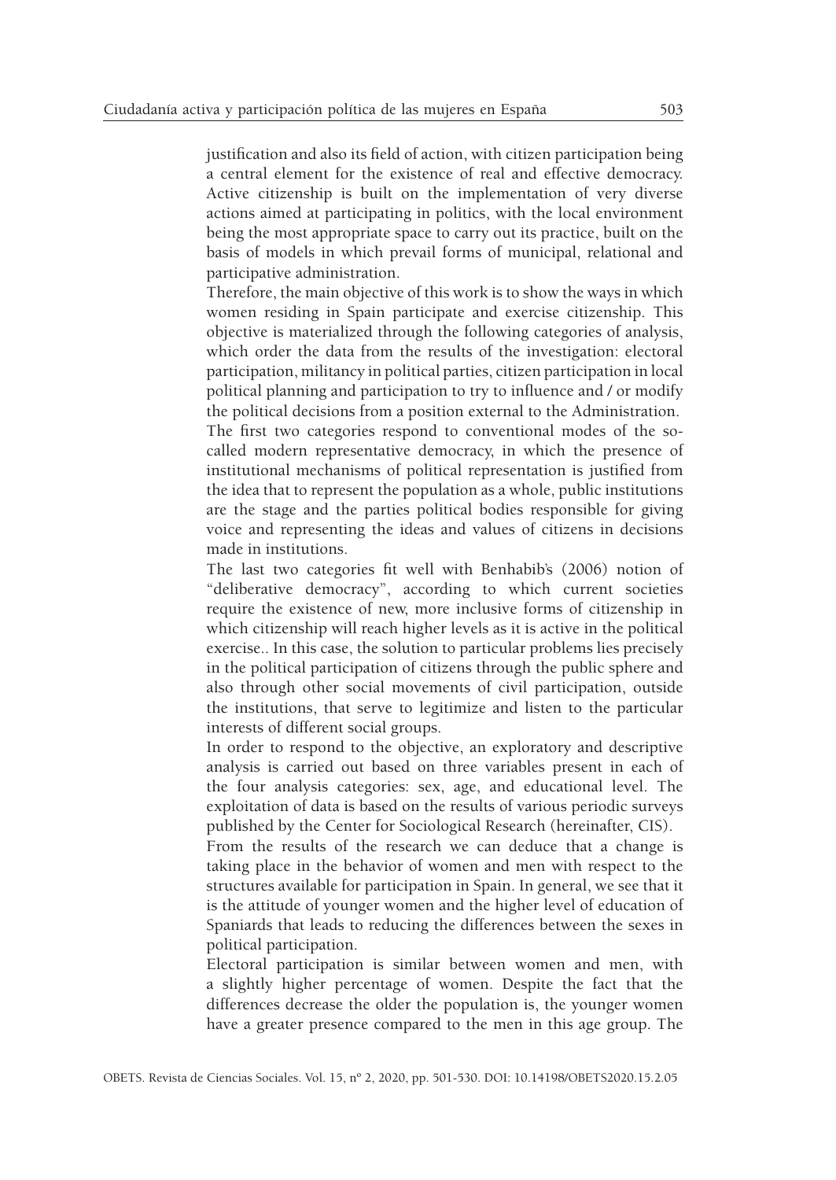justification and also its field of action, with citizen participation being a central element for the existence of real and effective democracy. Active citizenship is built on the implementation of very diverse actions aimed at participating in politics, with the local environment being the most appropriate space to carry out its practice, built on the basis of models in which prevail forms of municipal, relational and participative administration.

Therefore, the main objective of this work is to show the ways in which women residing in Spain participate and exercise citizenship. This objective is materialized through the following categories of analysis, which order the data from the results of the investigation: electoral participation, militancy in political parties, citizen participation in local political planning and participation to try to influence and / or modify the political decisions from a position external to the Administration.

The first two categories respond to conventional modes of the so-called modern representative democracy, in which the presence of institutional mechanisms of political representation is justified from the idea that to represent the population as a whole, public institutions are the stage and the parties political bodies responsible for giving voice and representing the ideas and values of citizens in decisions made in institutions.

The last two categories fit well with Benhabib's (2006) notion of "deliberative democracy", according to which current societies require the existence of new, more inclusive forms of citizenship in which citizenship will reach higher levels as it is active in the political exercise.. In this case, the solution to particular problems lies precisely in the political participation of citizens through the public sphere and also through other social movements of civil participation, outside the institutions, that serve to legitimize and listen to the particular interests of different social groups.

In order to respond to the objective, an exploratory and descriptive analysis is carried out based on three variables present in each of the four analysis categories: sex, age, and educational level. The exploitation of data is based on the results of various periodic surveys published by the Center for Sociological Research (hereinafter, CIS).

From the results of the research we can deduce that a change is taking place in the behavior of women and men with respect to the structures available for participation in Spain. In general, we see that it is the attitude of younger women and the higher level of education of Spaniards that leads to reducing the differences between the sexes in political participation.

Electoral participation is similar between women and men, with a slightly higher percentage of women. Despite the fact that the differences decrease the older the population is, the younger women have a greater presence compared to the men in this age group. The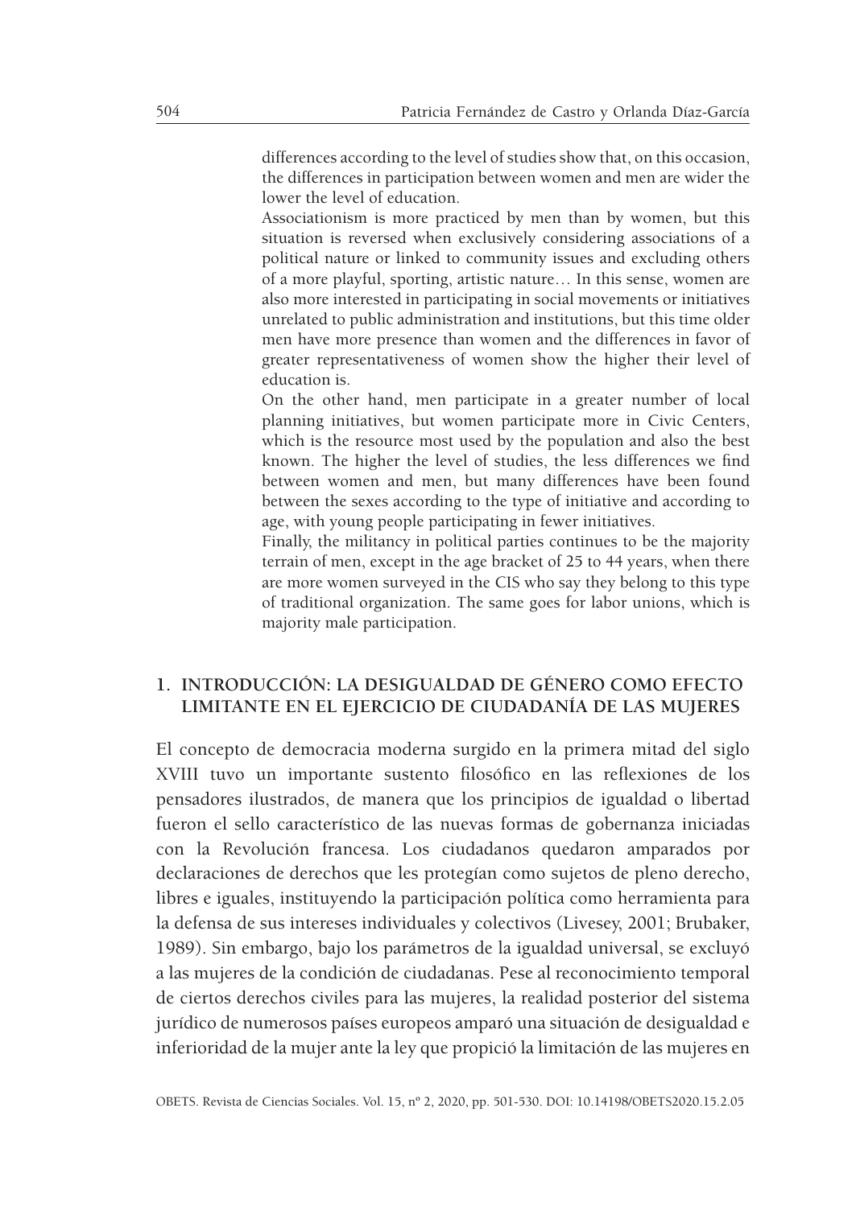differences according to the level of studies show that, on this occasion, the differences in participation between women and men are wider the lower the level of education.

Associationism is more practiced by men than by women, but this situation is reversed when exclusively considering associations of a political nature or linked to community issues and excluding others of a more playful, sporting, artistic nature… In this sense, women are also more interested in participating in social movements or initiatives unrelated to public administration and institutions, but this time older men have more presence than women and the differences in favor of greater representativeness of women show the higher their level of education is.

On the other hand, men participate in a greater number of local planning initiatives, but women participate more in Civic Centers, which is the resource most used by the population and also the best known. The higher the level of studies, the less differences we find between women and men, but many differences have been found between the sexes according to the type of initiative and according to age, with young people participating in fewer initiatives.

Finally, the militancy in political parties continues to be the majority terrain of men, except in the age bracket of 25 to 44 years, when there are more women surveyed in the CIS who say they belong to this type of traditional organization. The same goes for labor unions, which is majority male participation.

## 1. INTRODUCCIÓN: LA DESIGUALDAD DE GÉNERO COMO EFECTO LIMITANTE EN EL EJERCICIO DE CIUDADANÍA DE LAS MUJERES

El concepto de democracia moderna surgido en la primera mitad del siglo XVIII tuvo un importante sustento filosófico en las reflexiones de los pensadores ilustrados, de manera que los principios de igualdad o libertad fueron el sello característico de las nuevas formas de gobernanza iniciadas con la Revolución francesa. Los ciudadanos quedaron amparados por declaraciones de derechos que les protegían como sujetos de pleno derecho, libres e iguales, instituyendo la participación política como herramienta para la defensa de sus intereses individuales y colectivos (Livesey, 2001; Brubaker, 1989). Sin embargo, bajo los parámetros de la igualdad universal, se excluyó a las mujeres de la condición de ciudadanas. Pese al reconocimiento temporal de ciertos derechos civiles para las mujeres, la realidad posterior del sistema jurídico de numerosos países europeos amparó una situación de desigualdad e inferioridad de la mujer ante la ley que propició la limitación de las mujeres en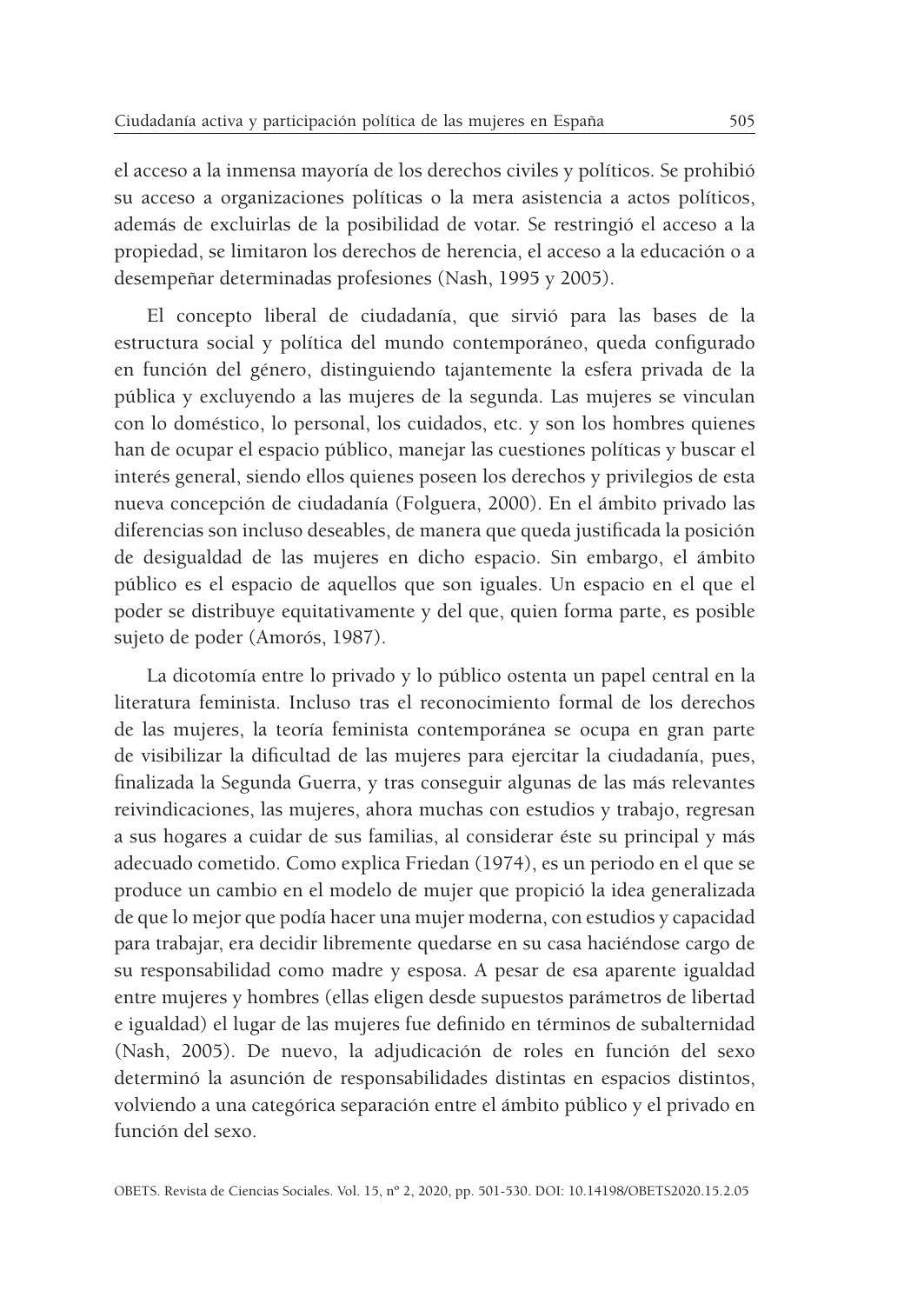el acceso a la inmensa mayoría de los derechos civiles y políticos. Se prohibió su acceso a organizaciones políticas o la mera asistencia a actos políticos, además de excluirlas de la posibilidad de votar. Se restringió el acceso a la propiedad, se limitaron los derechos de herencia, el acceso a la educación o a desempeñar determinadas profesiones (Nash, 1995 y 2005).

El concepto liberal de ciudadanía, que sirvió para las bases de la estructura social y política del mundo contemporáneo, queda configurado en función del género, distinguiendo tajantemente la esfera privada de la pública y excluyendo a las mujeres de la segunda. Las mujeres se vinculan con lo doméstico, lo personal, los cuidados, etc. y son los hombres quienes han de ocupar el espacio público, manejar las cuestiones políticas y buscar el interés general, siendo ellos quienes poseen los derechos y privilegios de esta nueva concepción de ciudadanía (Folguera, 2000). En el ámbito privado las diferencias son incluso deseables, de manera que queda justificada la posición de desigualdad de las mujeres en dicho espacio. Sin embargo, el ámbito público es el espacio de aquellos que son iguales. Un espacio en el que el poder se distribuye equitativamente y del que, quien forma parte, es posible sujeto de poder (Amorós, 1987).

La dicotomía entre lo privado y lo público ostenta un papel central en la literatura feminista. Incluso tras el reconocimiento formal de los derechos de las mujeres, la teoría feminista contemporánea se ocupa en gran parte de visibilizar la dificultad de las mujeres para ejercitar la ciudadanía, pues, finalizada la Segunda Guerra, y tras conseguir algunas de las más relevantes reivindicaciones, las mujeres, ahora muchas con estudios y trabajo, regresan a sus hogares a cuidar de sus familias, al considerar éste su principal y más adecuado cometido. Como explica Friedan (1974), es un periodo en el que se produce un cambio en el modelo de mujer que propició la idea generalizada de que lo mejor que podía hacer una mujer moderna, con estudios y capacidad para trabajar, era decidir libremente quedarse en su casa haciéndose cargo de su responsabilidad como madre y esposa. A pesar de esa aparente igualdad entre mujeres y hombres (ellas eligen desde supuestos parámetros de libertad e igualdad) el lugar de las mujeres fue definido en términos de subalternidad (Nash, 2005). De nuevo, la adjudicación de roles en función del sexo determinó la asunción de responsabilidades distintas en espacios distintos, volviendo a una categórica separación entre el ámbito público y el privado en función del sexo.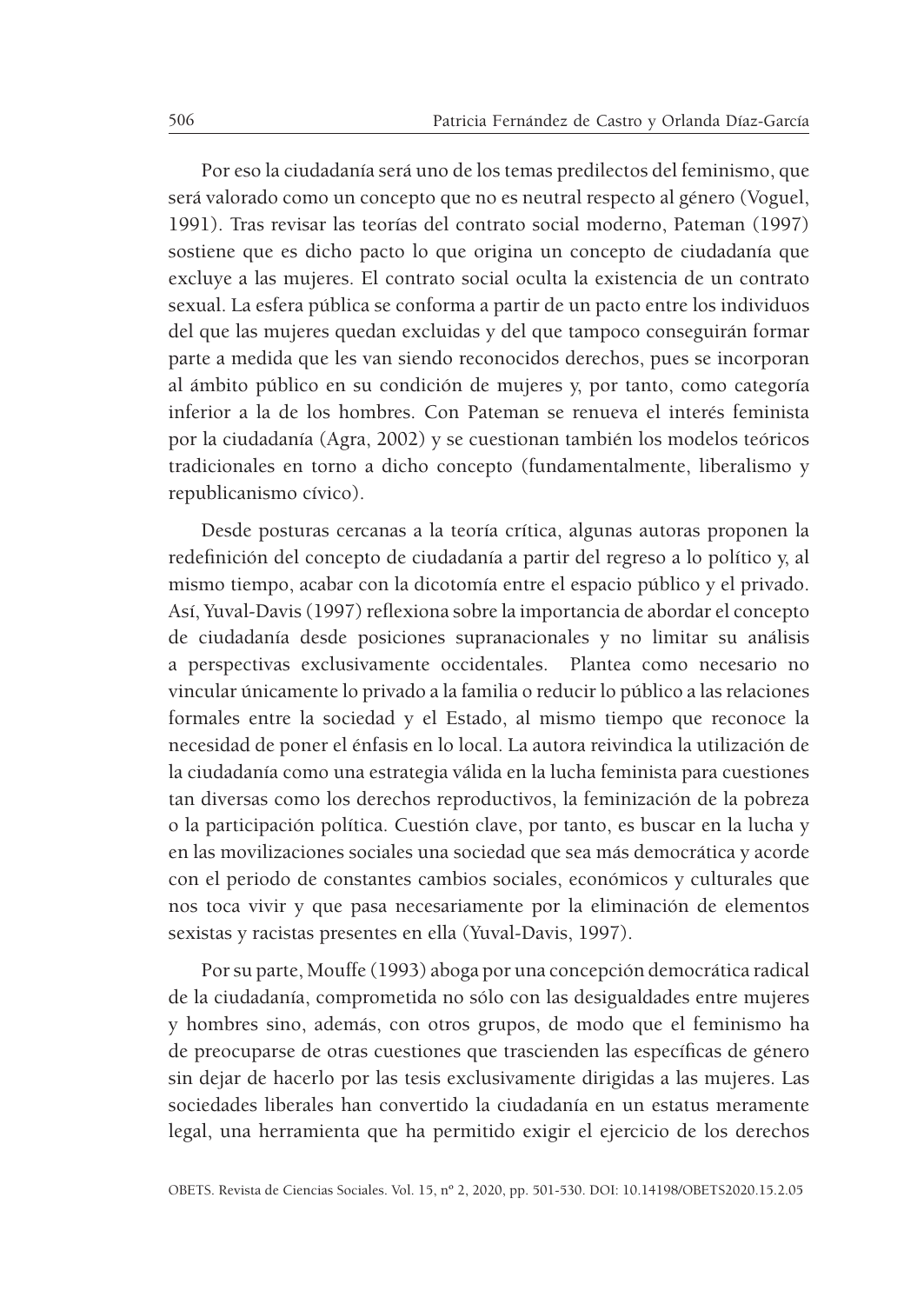Por eso la ciudadanía será uno de los temas predilectos del feminismo, que será valorado como un concepto que no es neutral respecto al género (Voguel, 1991). Tras revisar las teorías del contrato social moderno, Pateman (1997) sostiene que es dicho pacto lo que origina un concepto de ciudadanía que excluye a las mujeres. El contrato social oculta la existencia de un contrato sexual. La esfera pública se conforma a partir de un pacto entre los individuos del que las mujeres quedan excluidas y del que tampoco conseguirán formar parte a medida que les van siendo reconocidos derechos, pues se incorporan al ámbito público en su condición de mujeres y, por tanto, como categoría inferior a la de los hombres. Con Pateman se renueva el interés feminista por la ciudadanía (Agra, 2002) y se cuestionan también los modelos teóricos tradicionales en torno a dicho concepto (fundamentalmente, liberalismo y republicanismo cívico).

Desde posturas cercanas a la teoría crítica, algunas autoras proponen la redefinición del concepto de ciudadanía a partir del regreso a lo político y, al mismo tiempo, acabar con la dicotomía entre el espacio público y el privado. Así, Yuval-Davis (1997) reflexiona sobre la importancia de abordar el concepto de ciudadanía desde posiciones supranacionales y no limitar su análisis a perspectivas exclusivamente occidentales. Plantea como necesario no vincular únicamente lo privado a la familia o reducir lo público a las relaciones formales entre la sociedad y el Estado, al mismo tiempo que reconoce la necesidad de poner el énfasis en lo local. La autora reivindica la utilización de la ciudadanía como una estrategia válida en la lucha feminista para cuestiones tan diversas como los derechos reproductivos, la feminización de la pobreza o la participación política. Cuestión clave, por tanto, es buscar en la lucha y en las movilizaciones sociales una sociedad que sea más democrática y acorde con el periodo de constantes cambios sociales, económicos y culturales que nos toca vivir y que pasa necesariamente por la eliminación de elementos sexistas y racistas presentes en ella (Yuval-Davis, 1997).

Por su parte, Mouffe (1993) aboga por una concepción democrática radical de la ciudadanía, comprometida no sólo con las desigualdades entre mujeres y hombres sino, además, con otros grupos, de modo que el feminismo ha de preocuparse de otras cuestiones que trascienden las específicas de género sin dejar de hacerlo por las tesis exclusivamente dirigidas a las mujeres. Las sociedades liberales han convertido la ciudadanía en un estatus meramente legal, una herramienta que ha permitido exigir el ejercicio de los derechos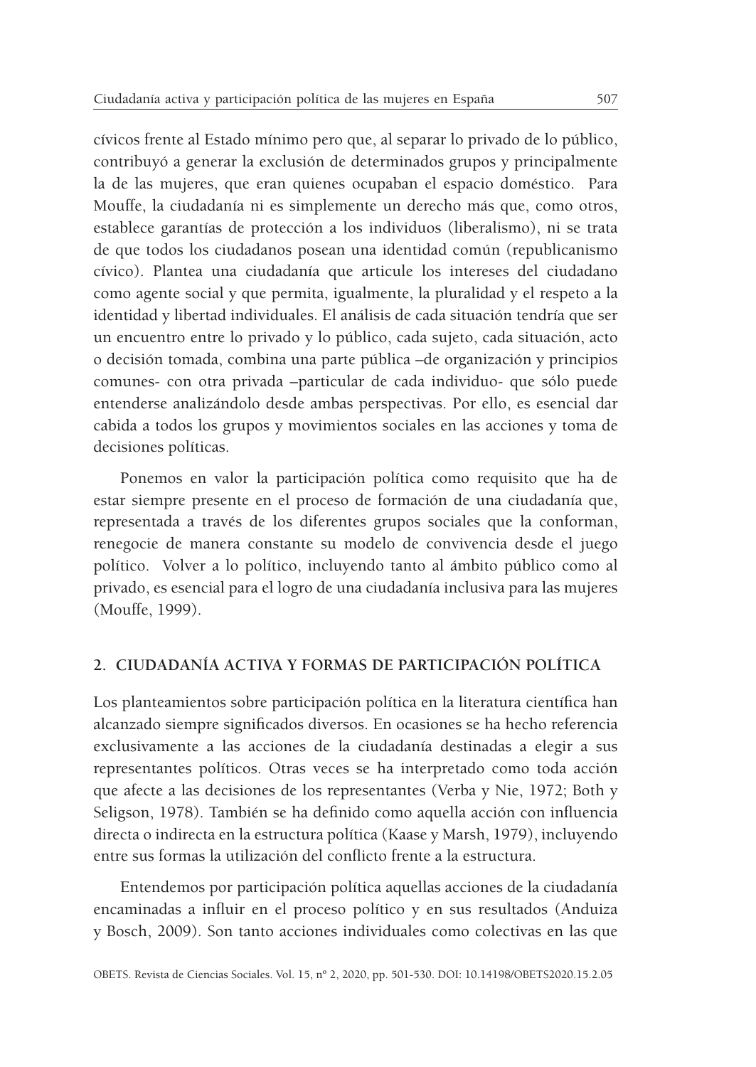cívicos frente al Estado mínimo pero que, al separar lo privado de lo público, contribuyó a generar la exclusión de determinados grupos y principalmente la de las mujeres, que eran quienes ocupaban el espacio doméstico. Para Mouffe, la ciudadanía ni es simplemente un derecho más que, como otros, establece garantías de protección a los individuos (liberalismo), ni se trata de que todos los ciudadanos posean una identidad común (republicanismo cívico). Plantea una ciudadanía que articule los intereses del ciudadano como agente social y que permita, igualmente, la pluralidad y el respeto a la identidad y libertad individuales. El análisis de cada situación tendría que ser un encuentro entre lo privado y lo público, cada sujeto, cada situación, acto o decisión tomada, combina una parte pública –de organización y principios comunes- con otra privada –particular de cada individuo- que sólo puede entenderse analizándolo desde ambas perspectivas. Por ello, es esencial dar cabida a todos los grupos y movimientos sociales en las acciones y toma de decisiones políticas.

Ponemos en valor la participación política como requisito que ha de estar siempre presente en el proceso de formación de una ciudadanía que, representada a través de los diferentes grupos sociales que la conforman, renegocie de manera constante su modelo de convivencia desde el juego político. Volver a lo político, incluyendo tanto al ámbito público como al privado, es esencial para el logro de una ciudadanía inclusiva para las mujeres (Mouffe, 1999).

## 2. CIUDADANÍA ACTIVA Y FORMAS DE PARTICIPACIÓN POLÍTICA

Los planteamientos sobre participación política en la literatura científica han alcanzado siempre significados diversos. En ocasiones se ha hecho referencia exclusivamente a las acciones de la ciudadanía destinadas a elegir a sus representantes políticos. Otras veces se ha interpretado como toda acción que afecte a las decisiones de los representantes (Verba y Nie, 1972; Both y Seligson, 1978). También se ha definido como aquella acción con influencia directa o indirecta en la estructura política (Kaase y Marsh, 1979), incluyendo entre sus formas la utilización del conflicto frente a la estructura.

Entendemos por participación política aquellas acciones de la ciudadanía encaminadas a influir en el proceso político y en sus resultados (Anduiza y Bosch, 2009). Son tanto acciones individuales como colectivas en las que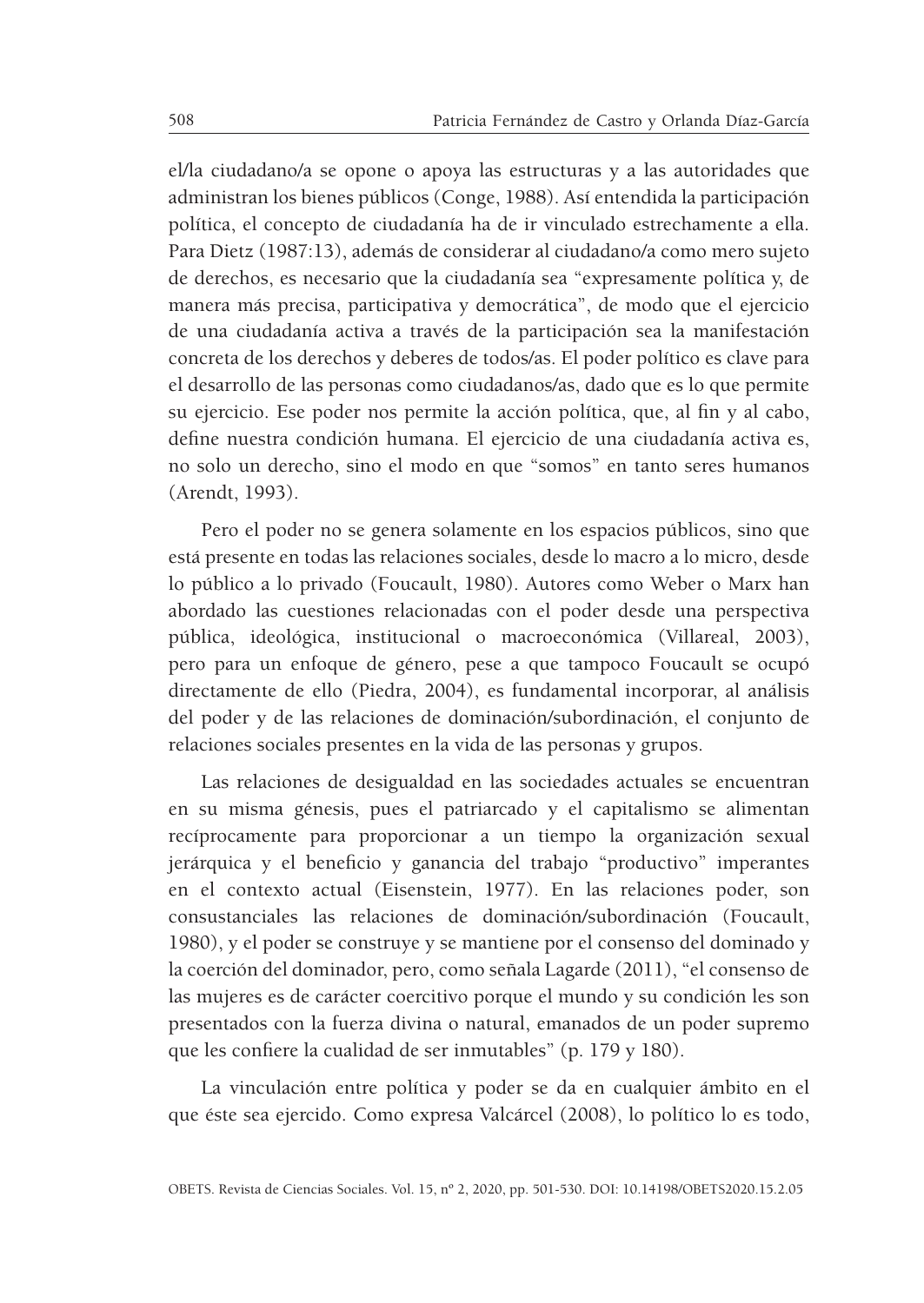el/la ciudadano/a se opone o apoya las estructuras y a las autoridades que administran los bienes públicos (Conge, 1988). Así entendida la participación política, el concepto de ciudadanía ha de ir vinculado estrechamente a ella. Para Dietz (1987:13), además de considerar al ciudadano/a como mero sujeto de derechos, es necesario que la ciudadanía sea "expresamente política y, de manera más precisa, participativa y democrática", de modo que el ejercicio de una ciudadanía activa a través de la participación sea la manifestación concreta de los derechos y deberes de todos/as. El poder político es clave para el desarrollo de las personas como ciudadanos/as, dado que es lo que permite su ejercicio. Ese poder nos permite la acción política, que, al fin y al cabo, define nuestra condición humana. El ejercicio de una ciudadanía activa es, no solo un derecho, sino el modo en que "somos" en tanto seres humanos (Arendt, 1993).

Pero el poder no se genera solamente en los espacios públicos, sino que está presente en todas las relaciones sociales, desde lo macro a lo micro, desde lo público a lo privado (Foucault, 1980). Autores como Weber o Marx han abordado las cuestiones relacionadas con el poder desde una perspectiva pública, ideológica, institucional o macroeconómica (Villareal, 2003), pero para un enfoque de género, pese a que tampoco Foucault se ocupó directamente de ello (Piedra, 2004), es fundamental incorporar, al análisis del poder y de las relaciones de dominación/subordinación, el conjunto de relaciones sociales presentes en la vida de las personas y grupos.

Las relaciones de desigualdad en las sociedades actuales se encuentran en su misma génesis, pues el patriarcado y el capitalismo se alimentan recíprocamente para proporcionar a un tiempo la organización sexual jerárquica y el beneficio y ganancia del trabajo "productivo" imperantes en el contexto actual (Eisenstein, 1977). En las relaciones poder, son consustanciales las relaciones de dominación/subordinación (Foucault, 1980), y el poder se construye y se mantiene por el consenso del dominado y la coerción del dominador, pero, como señala Lagarde (2011), "el consenso de las mujeres es de carácter coercitivo porque el mundo y su condición les son presentados con la fuerza divina o natural, emanados de un poder supremo que les confiere la cualidad de ser inmutables" (p. 179 y 180).

La vinculación entre política y poder se da en cualquier ámbito en el que éste sea ejercido. Como expresa Valcárcel (2008), lo político lo es todo,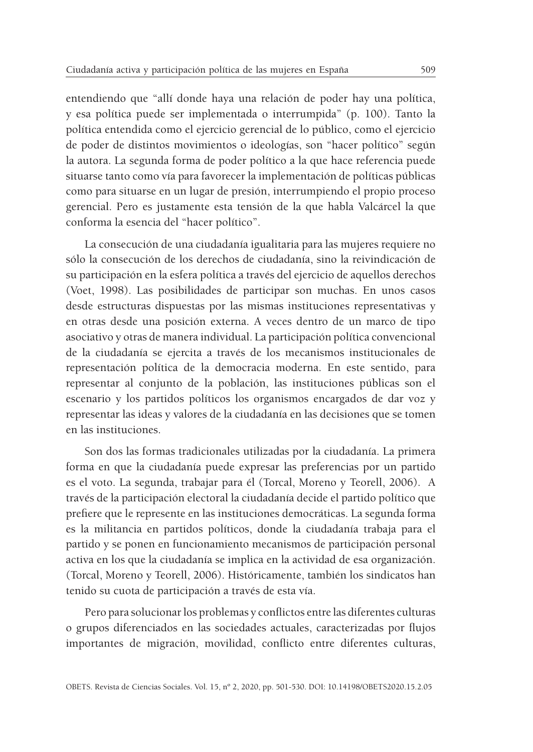entendiendo que “allí donde haya una relación de poder hay una política, y esa política puede ser implementada o interrumpida” (p. 100). Tanto la política entendida como el ejercicio gerencial de lo público, como el ejercicio de poder de distintos movimientos o ideologías, son “hacer político” según la autora. La segunda forma de poder político a la que hace referencia puede situarse tanto como vía para favorecer la implementación de políticas públicas como para situarse en un lugar de presión, interrumpiendo el propio proceso gerencial. Pero es justamente esta tensión de la que habla Valcárcel la que conforma la esencia del “hacer político”.

La consecución de una ciudadanía igualitaria para las mujeres requiere no sólo la consecución de los derechos de ciudadanía, sino la reivindicación de su participación en la esfera política a través del ejercicio de aquellos derechos (Voet, 1998). Las posibilidades de participar son muchas. En unos casos desde estructuras dispuestas por las mismas instituciones representativas y en otras desde una posición externa. A veces dentro de un marco de tipo asociativo y otras de manera individual. La participación política convencional de la ciudadanía se ejercita a través de los mecanismos institucionales de representación política de la democracia moderna. En este sentido, para representar al conjunto de la población, las instituciones públicas son el escenario y los partidos políticos los organismos encargados de dar voz y representar las ideas y valores de la ciudadanía en las decisiones que se tomen en las instituciones.

Son dos las formas tradicionales utilizadas por la ciudadanía. La primera forma en que la ciudadanía puede expresar las preferencias por un partido es el voto. La segunda, trabajar para él (Torcal, Moreno y Teorell, 2006). A través de la participación electoral la ciudadanía decide el partido político que prefiere que le represente en las instituciones democráticas. La segunda forma es la militancia en partidos políticos, donde la ciudadanía trabaja para el partido y se ponen en funcionamiento mecanismos de participación personal activa en los que la ciudadanía se implica en la actividad de esa organización. (Torcal, Moreno y Teorell, 2006). Históricamente, también los sindicatos han tenido su cuota de participación a través de esta vía.

Pero para solucionar los problemas y conflictos entre las diferentes culturas o grupos diferenciados en las sociedades actuales, caracterizadas por flujos importantes de migración, movilidad, conflicto entre diferentes culturas,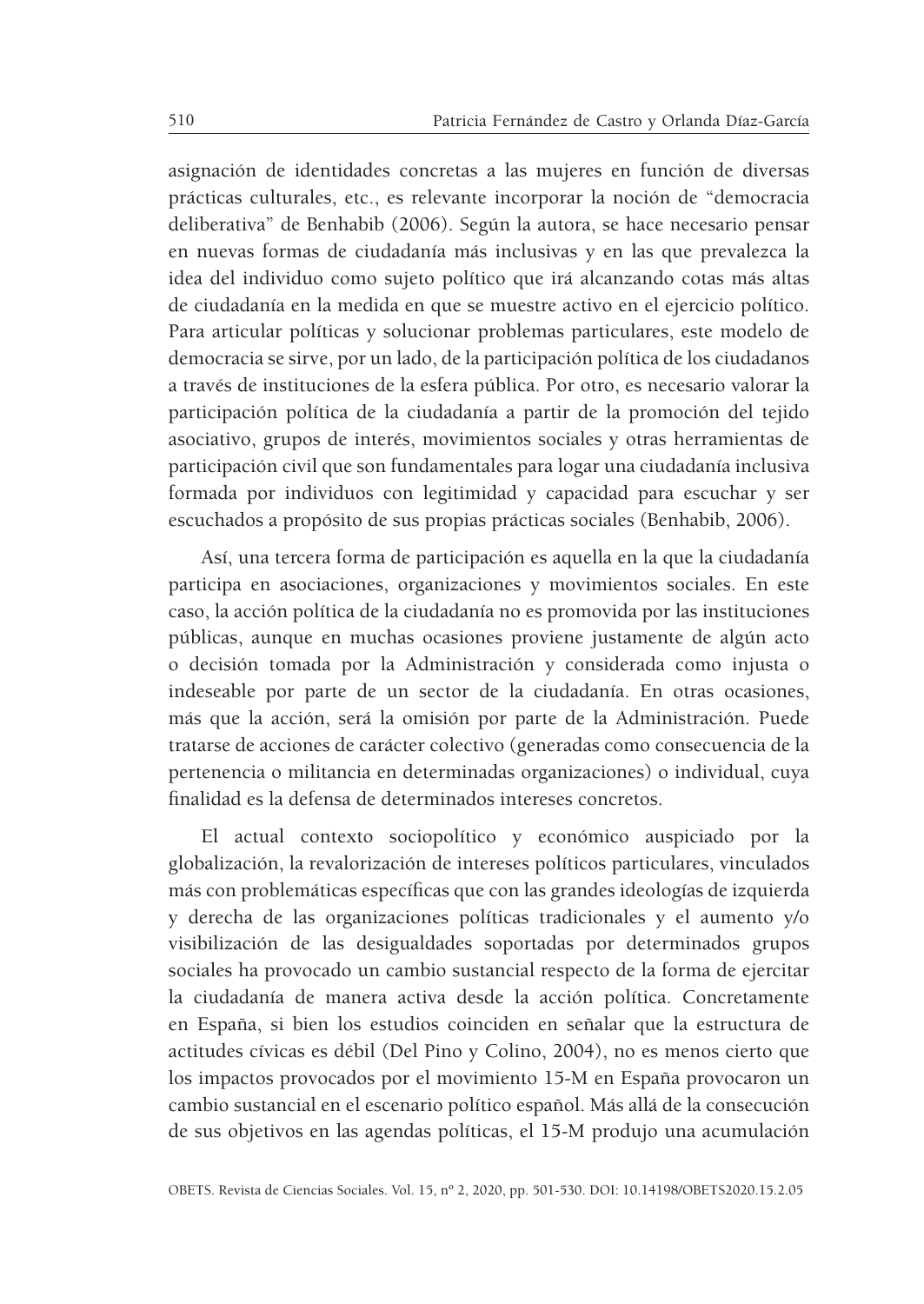asignación de identidades concretas a las mujeres en función de diversas prácticas culturales, etc., es relevante incorporar la noción de "democracia deliberativa" de Benhabib (2006). Según la autora, se hace necesario pensar en nuevas formas de ciudadanía más inclusivas y en las que prevalezca la idea del individuo como sujeto político que irá alcanzando cotas más altas de ciudadanía en la medida en que se muestre activo en el ejercicio político. Para articular políticas y solucionar problemas particulares, este modelo de democracia se sirve, por un lado, de la participación política de los ciudadanos a través de instituciones de la esfera pública. Por otro, es necesario valorar la participación política de la ciudadanía a partir de la promoción del tejido asociativo, grupos de interés, movimientos sociales y otras herramientas de participación civil que son fundamentales para logar una ciudadanía inclusiva formada por individuos con legitimidad y capacidad para escuchar y ser escuchados a propósito de sus propias prácticas sociales (Benhabib, 2006).

Así, una tercera forma de participación es aquella en la que la ciudadanía participa en asociaciones, organizaciones y movimientos sociales. En este caso, la acción política de la ciudadanía no es promovida por las instituciones públicas, aunque en muchas ocasiones proviene justamente de algún acto o decisión tomada por la Administración y considerada como injusta o indeseable por parte de un sector de la ciudadanía. En otras ocasiones, más que la acción, será la omisión por parte de la Administración. Puede tratarse de acciones de carácter colectivo (generadas como consecuencia de la pertenencia o militancia en determinadas organizaciones) o individual, cuya finalidad es la defensa de determinados intereses concretos.

El actual contexto sociopolítico y económico auspiciado por la globalización, la revalorización de intereses políticos particulares, vinculados más con problemáticas específicas que con las grandes ideologías de izquierda y derecha de las organizaciones políticas tradicionales y el aumento y/o visibilización de las desigualdades soportadas por determinados grupos sociales ha provocado un cambio sustancial respecto de la forma de ejercitar la ciudadanía de manera activa desde la acción política. Concretamente en España, si bien los estudios coinciden en señalar que la estructura de actitudes cívicas es débil (Del Pino y Colino, 2004), no es menos cierto que los impactos provocados por el movimiento 15-M en España provocaron un cambio sustancial en el escenario político español. Más allá de la consecución de sus objetivos en las agendas políticas, el 15-M produjo una acumulación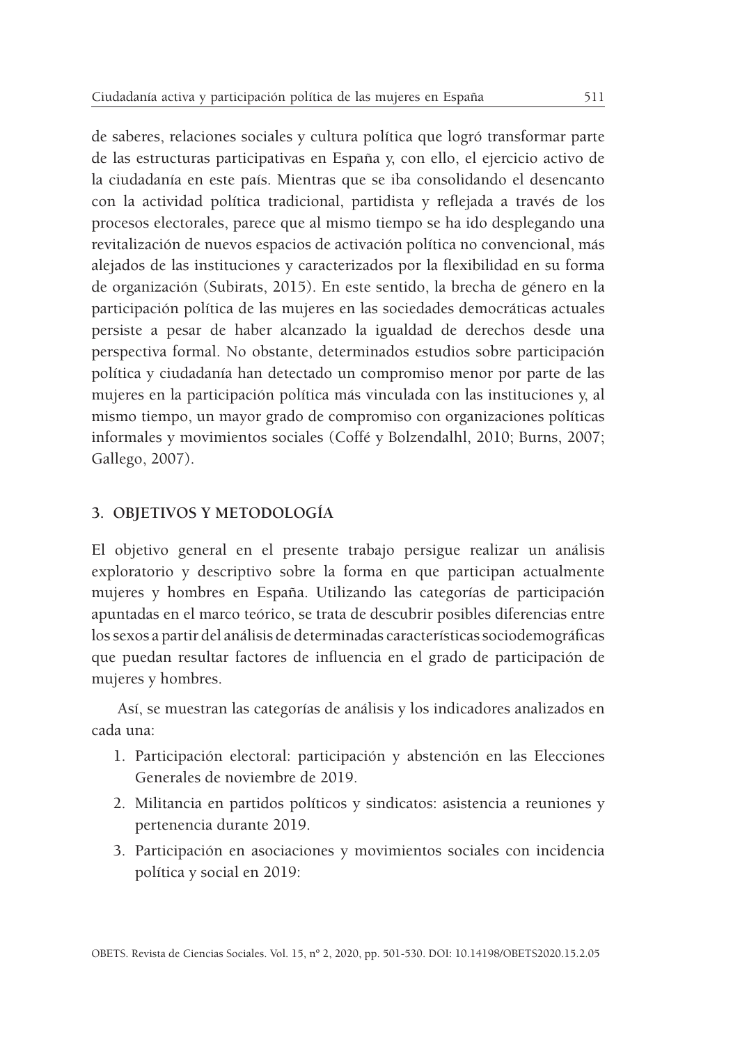de saberes, relaciones sociales y cultura política que logró transformar parte de las estructuras participativas en España y, con ello, el ejercicio activo de la ciudadanía en este país. Mientras que se iba consolidando el desencanto con la actividad política tradicional, partidista y reflejada a través de los procesos electorales, parece que al mismo tiempo se ha ido desplegando una revitalización de nuevos espacios de activación política no convencional, más alejados de las instituciones y caracterizados por la flexibilidad en su forma de organización (Subirats, 2015). En este sentido, la brecha de género en la participación política de las mujeres en las sociedades democráticas actuales persiste a pesar de haber alcanzado la igualdad de derechos desde una perspectiva formal. No obstante, determinados estudios sobre participación política y ciudadanía han detectado un compromiso menor por parte de las mujeres en la participación política más vinculada con las instituciones y, al mismo tiempo, un mayor grado de compromiso con organizaciones políticas informales y movimientos sociales (Coffé y Bolzendalhl, 2010; Burns, 2007; Gallego, 2007).

## 3. OBJETIVOS Y METODOLOGÍA

El objetivo general en el presente trabajo persigue realizar un análisis exploratorio y descriptivo sobre la forma en que participan actualmente mujeres y hombres en España. Utilizando las categorías de participación apuntadas en el marco teórico, se trata de descubrir posibles diferencias entre los sexos a partir del análisis de determinadas características sociodemográficas que puedan resultar factores de influencia en el grado de participación de mujeres y hombres.

Así, se muestran las categorías de análisis y los indicadores analizados en cada una:

1. Participación electoral: participación y abstención en las Elecciones Generales de noviembre de 2019.
2. Militancia en partidos políticos y sindicatos: asistencia a reuniones y pertenencia durante 2019.
3. Participación en asociaciones y movimientos sociales con incidencia política y social en 2019: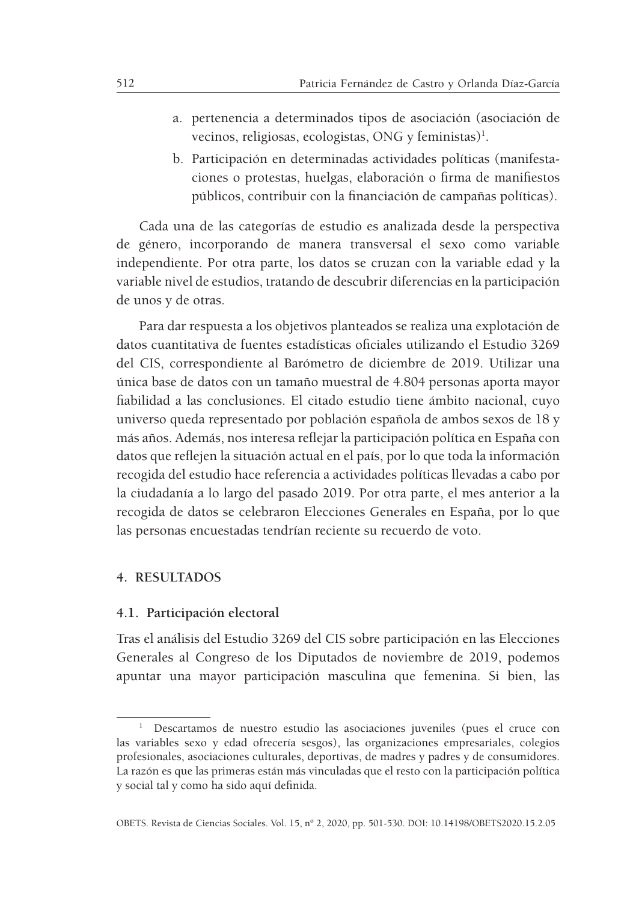a. pertenencia a determinados tipos de asociación (asociación de vecinos, religiosas, ecologistas, ONG y feministas)[1].
b. Participación en determinadas actividades políticas (manifestaciones o protestas, huelgas, elaboración o firma de manifiestos públicos, contribuir con la financiación de campañas políticas).

Cada una de las categorías de estudio es analizada desde la perspectiva de género, incorporando de manera transversal el sexo como variable independiente. Por otra parte, los datos se cruzan con la variable edad y la variable nivel de estudios, tratando de descubrir diferencias en la participación de unos y de otras.

Para dar respuesta a los objetivos planteados se realiza una explotación de datos cuantitativa de fuentes estadísticas oficiales utilizando el Estudio 3269 del CIS, correspondiente al Barómetro de diciembre de 2019. Utilizar una única base de datos con un tamaño muestral de 4.804 personas aporta mayor fiabilidad a las conclusiones. El citado estudio tiene ámbito nacional, cuyo universo queda representado por población española de ambos sexos de 18 y más años. Además, nos interesa reflejar la participación política en España con datos que reflejen la situación actual en el país, por lo que toda la información recogida del estudio hace referencia a actividades políticas llevadas a cabo por la ciudadanía a lo largo del pasado 2019. Por otra parte, el mes anterior a la recogida de datos se celebraron Elecciones Generales en España, por lo que las personas encuestadas tendrían reciente su recuerdo de voto.

## 4. RESULTADOS

### 4.1. Participación electoral

Tras el análisis del Estudio 3269 del CIS sobre participación en las Elecciones Generales al Congreso de los Diputados de noviembre de 2019, podemos apuntar una mayor participación masculina que femenina. Si bien, las

---

[1] Descartamos de nuestro estudio las asociaciones juveniles (pues el cruce con las variables sexo y edad ofrecería sesgos), las organizaciones empresariales, colegios profesionales, asociaciones culturales, deportivas, de madres y padres y de consumidores. La razón es que las primeras están más vinculadas que el resto con la participación política y social tal y como ha sido aquí definida.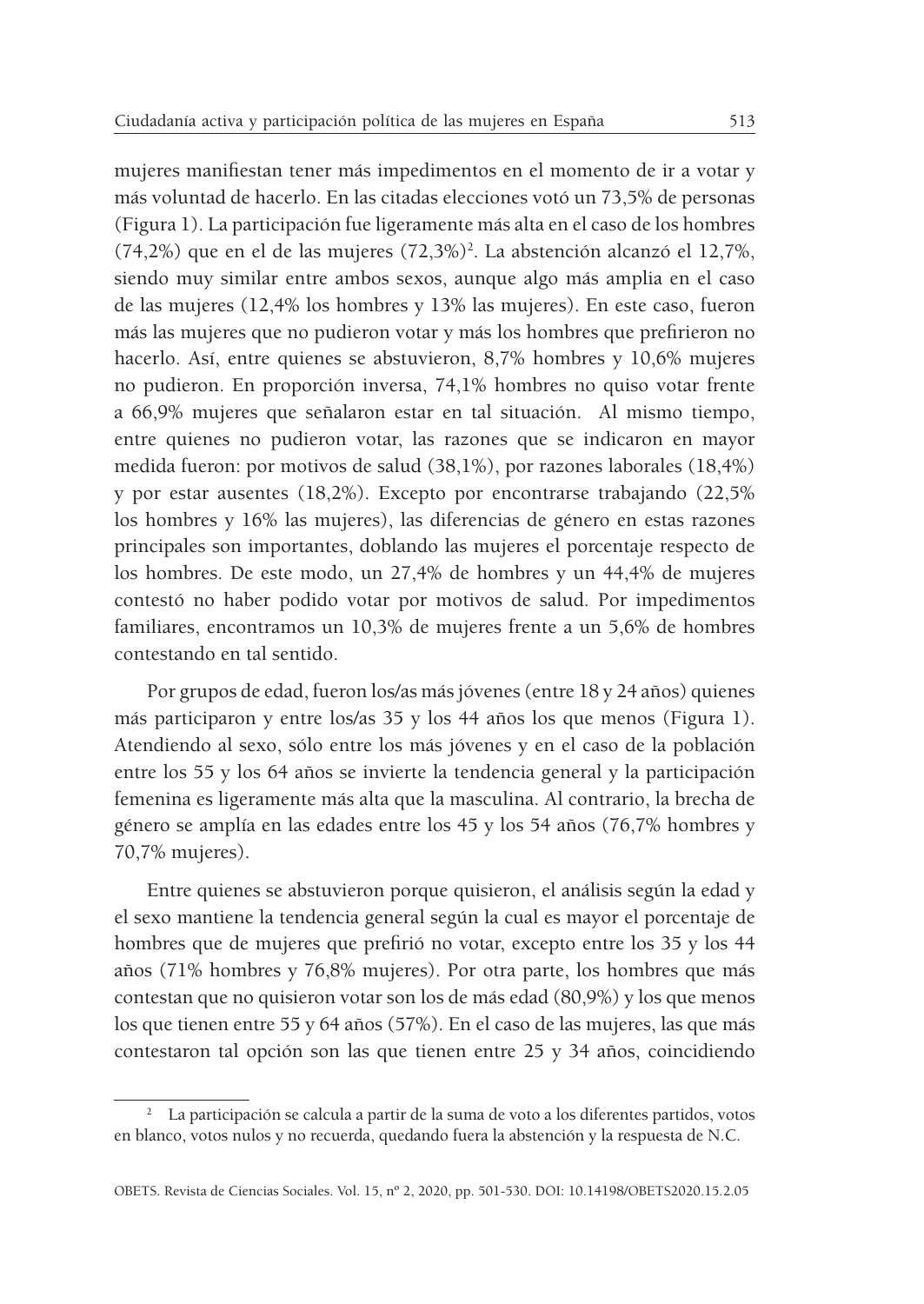mujeres manifiestan tener más impedimentos en el momento de ir a votar y más voluntad de hacerlo. En las citadas elecciones votó un 73,5% de personas (Figura 1). La participación fue ligeramente más alta en el caso de los hombres (74,2%) que en el de las mujeres (72,3%)[2]. La abstención alcanzó el 12,7%, siendo muy similar entre ambos sexos, aunque algo más amplia en el caso de las mujeres (12,4% los hombres y 13% las mujeres). En este caso, fueron más las mujeres que no pudieron votar y más los hombres que prefirieron no hacerlo. Así, entre quienes se abstuvieron, 8,7% hombres y 10,6% mujeres no pudieron. En proporción inversa, 74,1% hombres no quiso votar frente a 66,9% mujeres que señalaron estar en tal situación. Al mismo tiempo, entre quienes no pudieron votar, las razones que se indicaron en mayor medida fueron: por motivos de salud (38,1%), por razones laborales (18,4%) y por estar ausentes (18,2%). Excepto por encontrarse trabajando (22,5% los hombres y 16% las mujeres), las diferencias de género en estas razones principales son importantes, doblando las mujeres el porcentaje respecto de los hombres. De este modo, un 27,4% de hombres y un 44,4% de mujeres contestó no haber podido votar por motivos de salud. Por impedimentos familiares, encontramos un 10,3% de mujeres frente a un 5,6% de hombres contestando en tal sentido.

Por grupos de edad, fueron los/as más jóvenes (entre 18 y 24 años) quienes más participaron y entre los/as 35 y los 44 años los que menos (Figura 1). Atendiendo al sexo, sólo entre los más jóvenes y en el caso de la población entre los 55 y los 64 años se invierte la tendencia general y la participación femenina es ligeramente más alta que la masculina. Al contrario, la brecha de género se amplía en las edades entre los 45 y los 54 años (76,7% hombres y 70,7% mujeres).

Entre quienes se abstuvieron porque quisieron, el análisis según la edad y el sexo mantiene la tendencia general según la cual es mayor el porcentaje de hombres que de mujeres que prefirió no votar, excepto entre los 35 y los 44 años (71% hombres y 76,8% mujeres). Por otra parte, los hombres que más contestan que no quisieron votar son los de más edad (80,9%) y los que menos los que tienen entre 55 y 64 años (57%). En el caso de las mujeres, las que más contestaron tal opción son las que tienen entre 25 y 34 años, coincidiendo

---

[2] La participación se calcula a partir de la suma de voto a los diferentes partidos, votos en blanco, votos nulos y no recuerda, quedando fuera la abstención y la respuesta de N.C.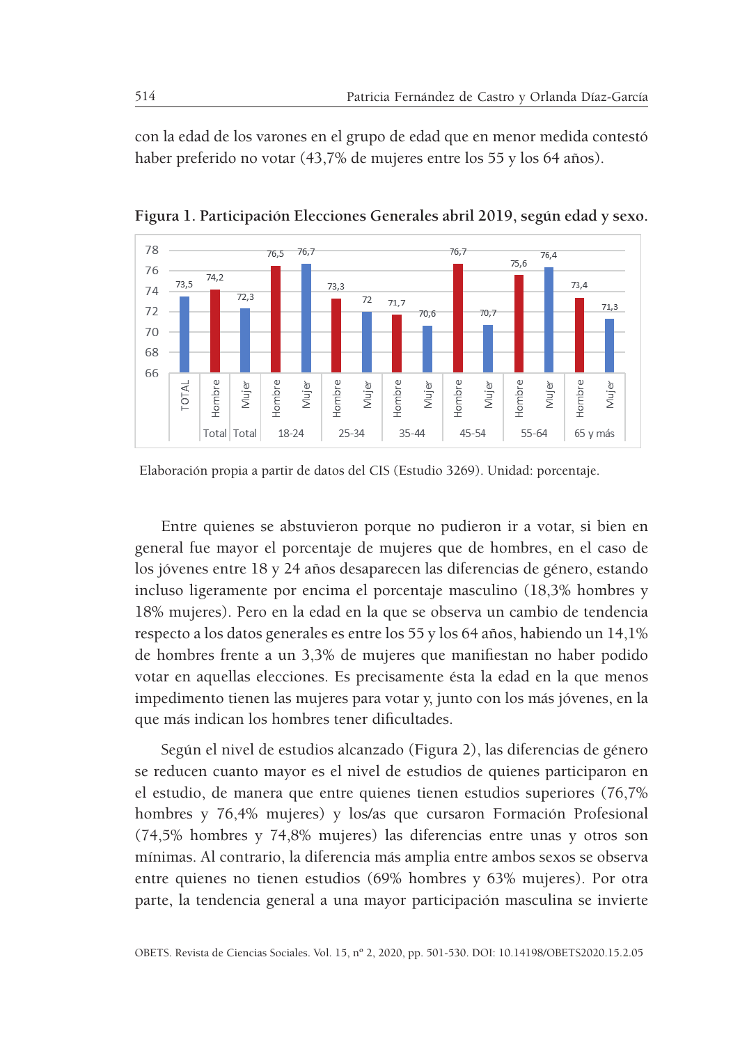con la edad de los varones en el grupo de edad que en menor medida contestó haber preferido no votar (43,7% de mujeres entre los 55 y los 64 años).

**Figura 1. Participación Elecciones Generales abril 2019, según edad y sexo.**

| Grupo | Sexo | Porcentaje |
|---|---|---|
| TOTAL | | 73,5 |
| Total | Hombre | 74,2 |
| Total | Mujer | 72,3 |
| 18-24 | Hombre | 76,5 |
| 18-24 | Mujer | 76,7 |
| 25-34 | Hombre | 73,3 |
| 25-34 | Mujer | 72 |
| 35-44 | Hombre | 71,7 |
| 35-44 | Mujer | 70,6 |
| 45-54 | Hombre | 76,7 |
| 45-54 | Mujer | 70,7 |
| 55-64 | Hombre | 75,6 |
| 55-64 | Mujer | 76,4 |
| 65 y más | Hombre | 73,4 |
| 65 y más | Mujer | 71,3 |

Elaboración propia a partir de datos del CIS (Estudio 3269). Unidad: porcentaje.

Entre quienes se abstuvieron porque no pudieron ir a votar, si bien en general fue mayor el porcentaje de mujeres que de hombres, en el caso de los jóvenes entre 18 y 24 años desaparecen las diferencias de género, estando incluso ligeramente por encima el porcentaje masculino (18,3% hombres y 18% mujeres). Pero en la edad en la que se observa un cambio de tendencia respecto a los datos generales es entre los 55 y los 64 años, habiendo un 14,1% de hombres frente a un 3,3% de mujeres que manifiestan no haber podido votar en aquellas elecciones. Es precisamente ésta la edad en la que menos impedimento tienen las mujeres para votar y, junto con los más jóvenes, en la que más indican los hombres tener dificultades.

Según el nivel de estudios alcanzado (Figura 2), las diferencias de género se reducen cuanto mayor es el nivel de estudios de quienes participaron en el estudio, de manera que entre quienes tienen estudios superiores (76,7% hombres y 76,4% mujeres) y los/as que cursaron Formación Profesional (74,5% hombres y 74,8% mujeres) las diferencias entre unas y otros son mínimas. Al contrario, la diferencia más amplia entre ambos sexos se observa entre quienes no tienen estudios (69% hombres y 63% mujeres). Por otra parte, la tendencia general a una mayor participación masculina se invierte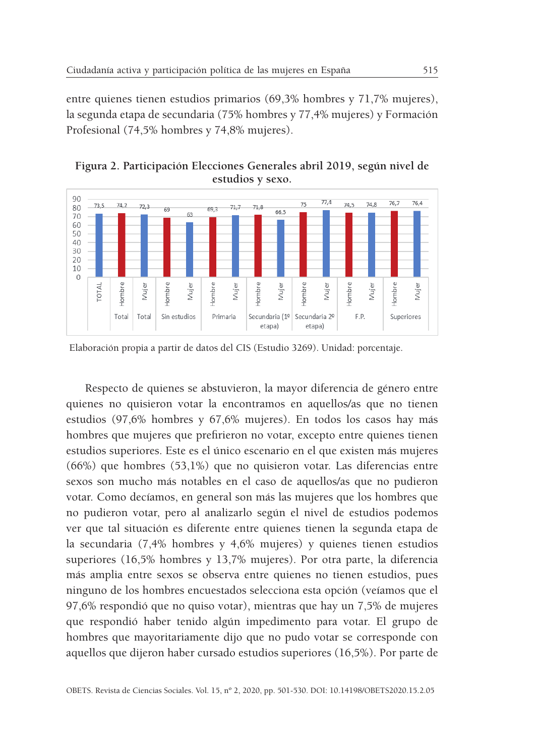entre quienes tienen estudios primarios (69,3% hombres y 71,7% mujeres), la segunda etapa de secundaria (75% hombres y 77,4% mujeres) y Formación Profesional (74,5% hombres y 74,8% mujeres).

**Figura 2. Participación Elecciones Generales abril 2019, según nivel de estudios y sexo.**

| Nivel de estudios | Sexo | % |
|---|---|---|
| TOTAL | | 73,5 |
| Total | Hombre | 74,2 |
| Total | Mujer | 72,3 |
| Sin estudios | Hombre | 69 |
| Sin estudios | Mujer | 63 |
| Primaria | Hombre | 69,3 |
| Primaria | Mujer | 71,7 |
| Secundaria (1º etapa) | Hombre | 71,8 |
| Secundaria (1º etapa) | Mujer | 66,5 |
| Secundaria 2º etapa) | Hombre | 75 |
| Secundaria 2º etapa) | Mujer | 77,4 |
| F.P. | Hombre | 74,5 |
| F.P. | Mujer | 74,8 |
| Superiores | Hombre | 76,7 |
| Superiores | Mujer | 76,4 |

Elaboración propia a partir de datos del CIS (Estudio 3269). Unidad: porcentaje.

Respecto de quienes se abstuvieron, la mayor diferencia de género entre quienes no quisieron votar la encontramos en aquellos/as que no tienen estudios (97,6% hombres y 67,6% mujeres). En todos los casos hay más hombres que mujeres que prefirieron no votar, excepto entre quienes tienen estudios superiores. Este es el único escenario en el que existen más mujeres (66%) que hombres (53,1%) que no quisieron votar. Las diferencias entre sexos son mucho más notables en el caso de aquellos/as que no pudieron votar. Como decíamos, en general son más las mujeres que los hombres que no pudieron votar, pero al analizarlo según el nivel de estudios podemos ver que tal situación es diferente entre quienes tienen la segunda etapa de la secundaria (7,4% hombres y 4,6% mujeres) y quienes tienen estudios superiores (16,5% hombres y 13,7% mujeres). Por otra parte, la diferencia más amplia entre sexos se observa entre quienes no tienen estudios, pues ninguno de los hombres encuestados selecciona esta opción (veíamos que el 97,6% respondió que no quiso votar), mientras que hay un 7,5% de mujeres que respondió haber tenido algún impedimento para votar. El grupo de hombres que mayoritariamente dijo que no pudo votar se corresponde con aquellos que dijeron haber cursado estudios superiores (16,5%). Por parte de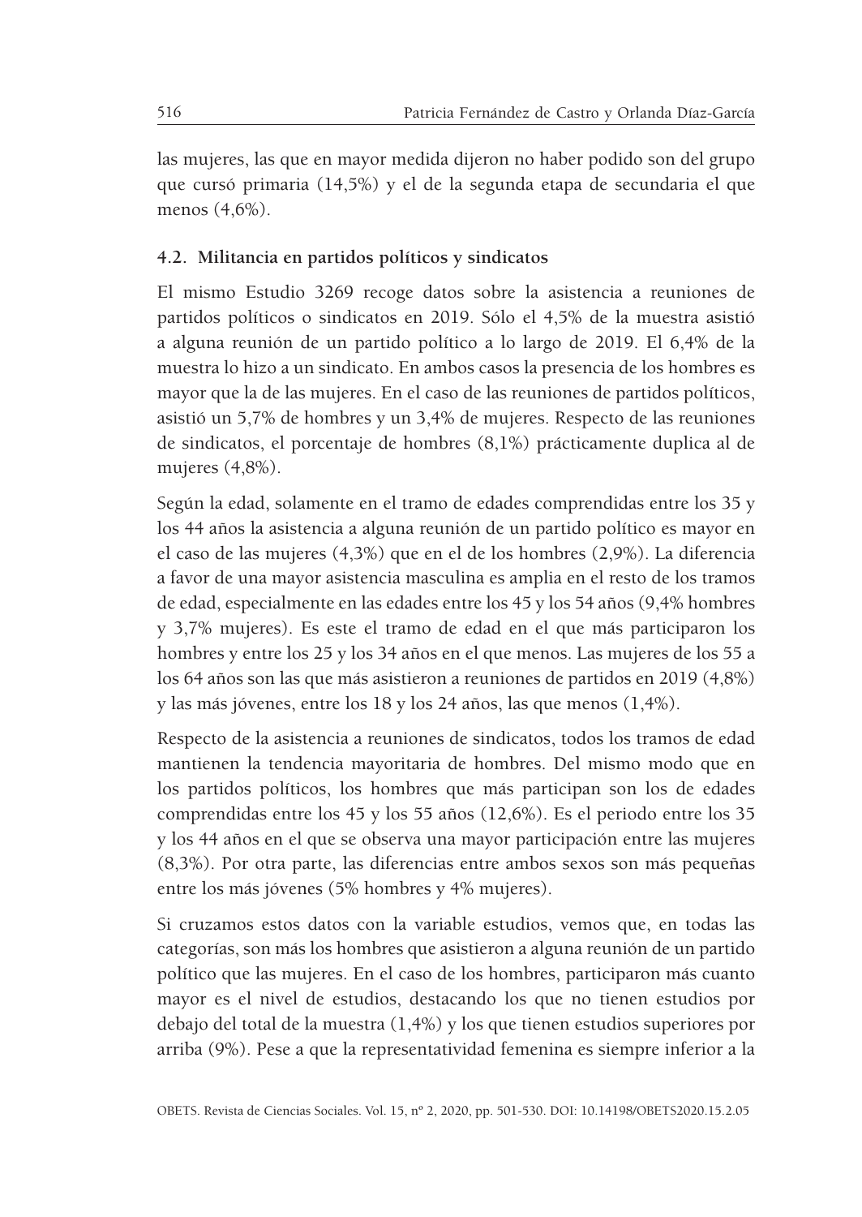las mujeres, las que en mayor medida dijeron no haber podido son del grupo que cursó primaria (14,5%) y el de la segunda etapa de secundaria el que menos (4,6%).

### 4.2. Militancia en partidos políticos y sindicatos

El mismo Estudio 3269 recoge datos sobre la asistencia a reuniones de partidos políticos o sindicatos en 2019. Sólo el 4,5% de la muestra asistió a alguna reunión de un partido político a lo largo de 2019. El 6,4% de la muestra lo hizo a un sindicato. En ambos casos la presencia de los hombres es mayor que la de las mujeres. En el caso de las reuniones de partidos políticos, asistió un 5,7% de hombres y un 3,4% de mujeres. Respecto de las reuniones de sindicatos, el porcentaje de hombres (8,1%) prácticamente duplica al de mujeres (4,8%).

Según la edad, solamente en el tramo de edades comprendidas entre los 35 y los 44 años la asistencia a alguna reunión de un partido político es mayor en el caso de las mujeres (4,3%) que en el de los hombres (2,9%). La diferencia a favor de una mayor asistencia masculina es amplia en el resto de los tramos de edad, especialmente en las edades entre los 45 y los 54 años (9,4% hombres y 3,7% mujeres). Es este el tramo de edad en el que más participaron los hombres y entre los 25 y los 34 años en el que menos. Las mujeres de los 55 a los 64 años son las que más asistieron a reuniones de partidos en 2019 (4,8%) y las más jóvenes, entre los 18 y los 24 años, las que menos (1,4%).

Respecto de la asistencia a reuniones de sindicatos, todos los tramos de edad mantienen la tendencia mayoritaria de hombres. Del mismo modo que en los partidos políticos, los hombres que más participan son los de edades comprendidas entre los 45 y los 55 años (12,6%). Es el periodo entre los 35 y los 44 años en el que se observa una mayor participación entre las mujeres (8,3%). Por otra parte, las diferencias entre ambos sexos son más pequeñas entre los más jóvenes (5% hombres y 4% mujeres).

Si cruzamos estos datos con la variable estudios, vemos que, en todas las categorías, son más los hombres que asistieron a alguna reunión de un partido político que las mujeres. En el caso de los hombres, participaron más cuanto mayor es el nivel de estudios, destacando los que no tienen estudios por debajo del total de la muestra (1,4%) y los que tienen estudios superiores por arriba (9%). Pese a que la representatividad femenina es siempre inferior a la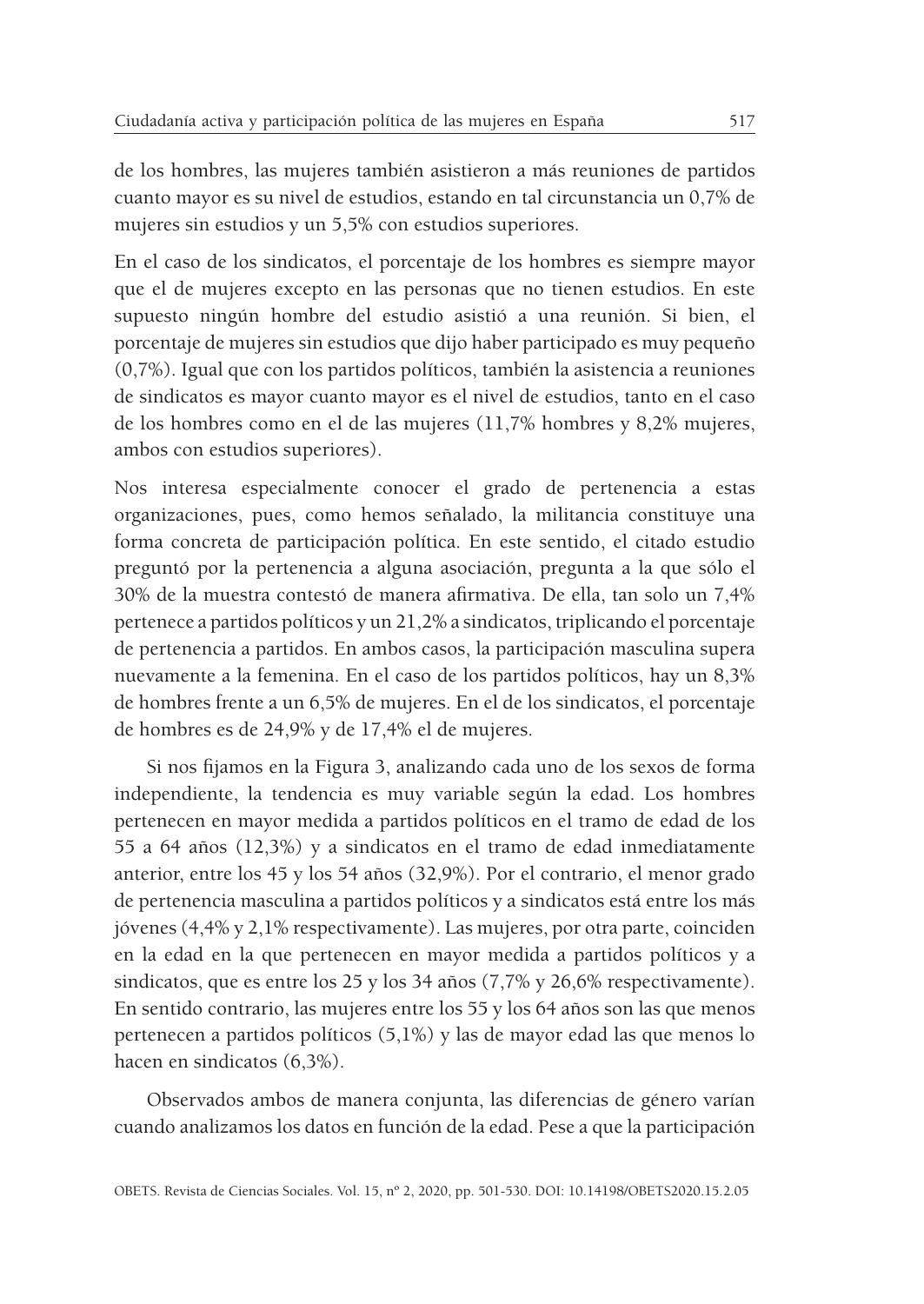de los hombres, las mujeres también asistieron a más reuniones de partidos cuanto mayor es su nivel de estudios, estando en tal circunstancia un 0,7% de mujeres sin estudios y un 5,5% con estudios superiores.

En el caso de los sindicatos, el porcentaje de los hombres es siempre mayor que el de mujeres excepto en las personas que no tienen estudios. En este supuesto ningún hombre del estudio asistió a una reunión. Si bien, el porcentaje de mujeres sin estudios que dijo haber participado es muy pequeño (0,7%). Igual que con los partidos políticos, también la asistencia a reuniones de sindicatos es mayor cuanto mayor es el nivel de estudios, tanto en el caso de los hombres como en el de las mujeres (11,7% hombres y 8,2% mujeres, ambos con estudios superiores).

Nos interesa especialmente conocer el grado de pertenencia a estas organizaciones, pues, como hemos señalado, la militancia constituye una forma concreta de participación política. En este sentido, el citado estudio preguntó por la pertenencia a alguna asociación, pregunta a la que sólo el 30% de la muestra contestó de manera afirmativa. De ella, tan solo un 7,4% pertenece a partidos políticos y un 21,2% a sindicatos, triplicando el porcentaje de pertenencia a partidos. En ambos casos, la participación masculina supera nuevamente a la femenina. En el caso de los partidos políticos, hay un 8,3% de hombres frente a un 6,5% de mujeres. En el de los sindicatos, el porcentaje de hombres es de 24,9% y de 17,4% el de mujeres.

Si nos fijamos en la Figura 3, analizando cada uno de los sexos de forma independiente, la tendencia es muy variable según la edad. Los hombres pertenecen en mayor medida a partidos políticos en el tramo de edad de los 55 a 64 años (12,3%) y a sindicatos en el tramo de edad inmediatamente anterior, entre los 45 y los 54 años (32,9%). Por el contrario, el menor grado de pertenencia masculina a partidos políticos y a sindicatos está entre los más jóvenes (4,4% y 2,1% respectivamente). Las mujeres, por otra parte, coinciden en la edad en la que pertenecen en mayor medida a partidos políticos y a sindicatos, que es entre los 25 y los 34 años (7,7% y 26,6% respectivamente). En sentido contrario, las mujeres entre los 55 y los 64 años son las que menos pertenecen a partidos políticos (5,1%) y las de mayor edad las que menos lo hacen en sindicatos (6,3%).

Observados ambos de manera conjunta, las diferencias de género varían cuando analizamos los datos en función de la edad. Pese a que la participación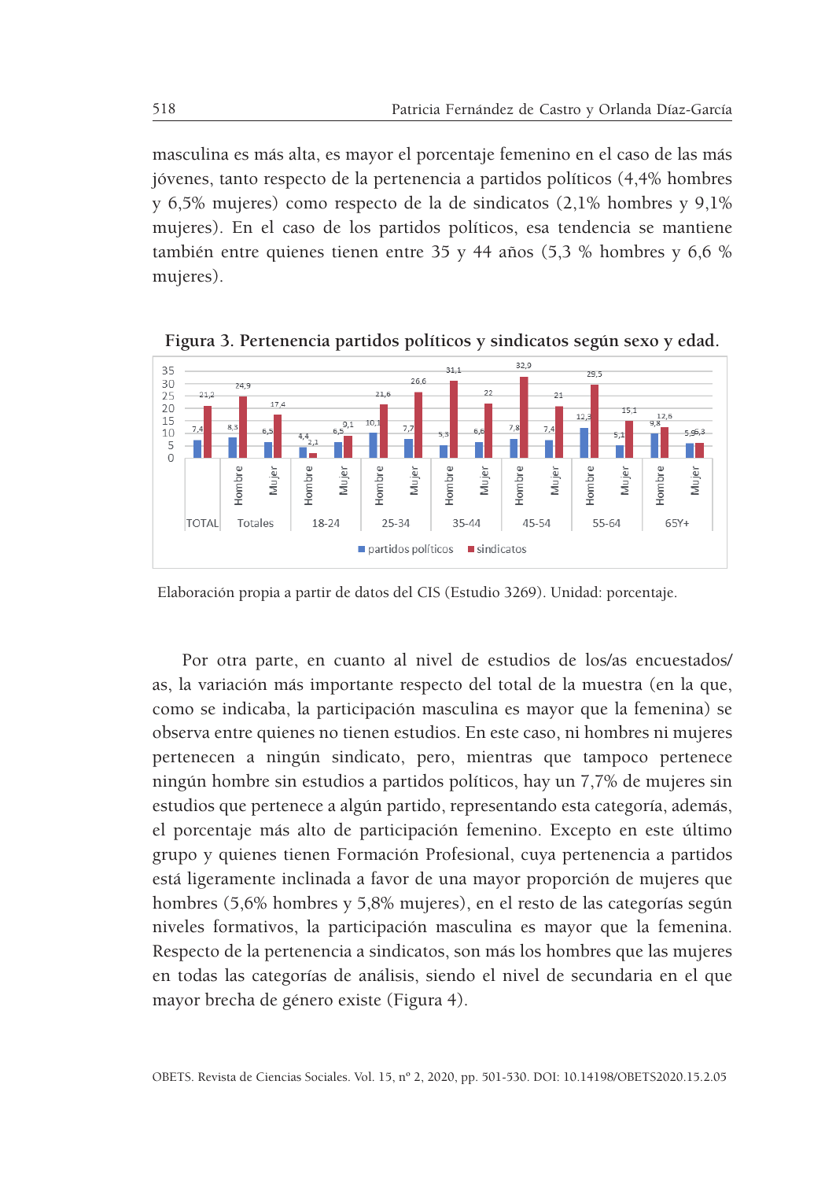masculina es más alta, es mayor el porcentaje femenino en el caso de las más jóvenes, tanto respecto de la pertenencia a partidos políticos (4,4% hombres y 6,5% mujeres) como respecto de la de sindicatos (2,1% hombres y 9,1% mujeres). En el caso de los partidos políticos, esa tendencia se mantiene también entre quienes tienen entre 35 y 44 años (5,3 % hombres y 6,6 % mujeres).

**Figura 3. Pertenencia partidos políticos y sindicatos según sexo y edad.**

| Grupo | Sexo | partidos políticos | sindicatos |
|---|---|---|---|
| TOTAL | | 7,4 | 21,2 |
| Totales | Hombre | 8,3 | 24,9 |
| Totales | Mujer | 6,5 | 17,4 |
| 18-24 | Hombre | 4,4 | 2,1 |
| 18-24 | Mujer | 6,5 | 9,1 |
| 25-34 | Hombre | 10,1 | 21,6 |
| 25-34 | Mujer | 7,7 | 26,6 |
| 35-44 | Hombre | 5,3 | 31,1 |
| 35-44 | Mujer | 6,6 | 22 |
| 45-54 | Hombre | 7,8 | 32,9 |
| 45-54 | Mujer | 7,4 | 21 |
| 55-64 | Hombre | 12,3 | 29,5 |
| 55-64 | Mujer | 5,1 | 15,1 |
| 65Y+ | Hombre | 9,8 | 12,6 |
| 65Y+ | Mujer | 5,9 | 6,3 |

Elaboración propia a partir de datos del CIS (Estudio 3269). Unidad: porcentaje.

Por otra parte, en cuanto al nivel de estudios de los/as encuestados/as, la variación más importante respecto del total de la muestra (en la que, como se indicaba, la participación masculina es mayor que la femenina) se observa entre quienes no tienen estudios. En este caso, ni hombres ni mujeres pertenecen a ningún sindicato, pero, mientras que tampoco pertenece ningún hombre sin estudios a partidos políticos, hay un 7,7% de mujeres sin estudios que pertenece a algún partido, representando esta categoría, además, el porcentaje más alto de participación femenino. Excepto en este último grupo y quienes tienen Formación Profesional, cuya pertenencia a partidos está ligeramente inclinada a favor de una mayor proporción de mujeres que hombres (5,6% hombres y 5,8% mujeres), en el resto de las categorías según niveles formativos, la participación masculina es mayor que la femenina. Respecto de la pertenencia a sindicatos, son más los hombres que las mujeres en todas las categorías de análisis, siendo el nivel de secundaria en el que mayor brecha de género existe (Figura 4).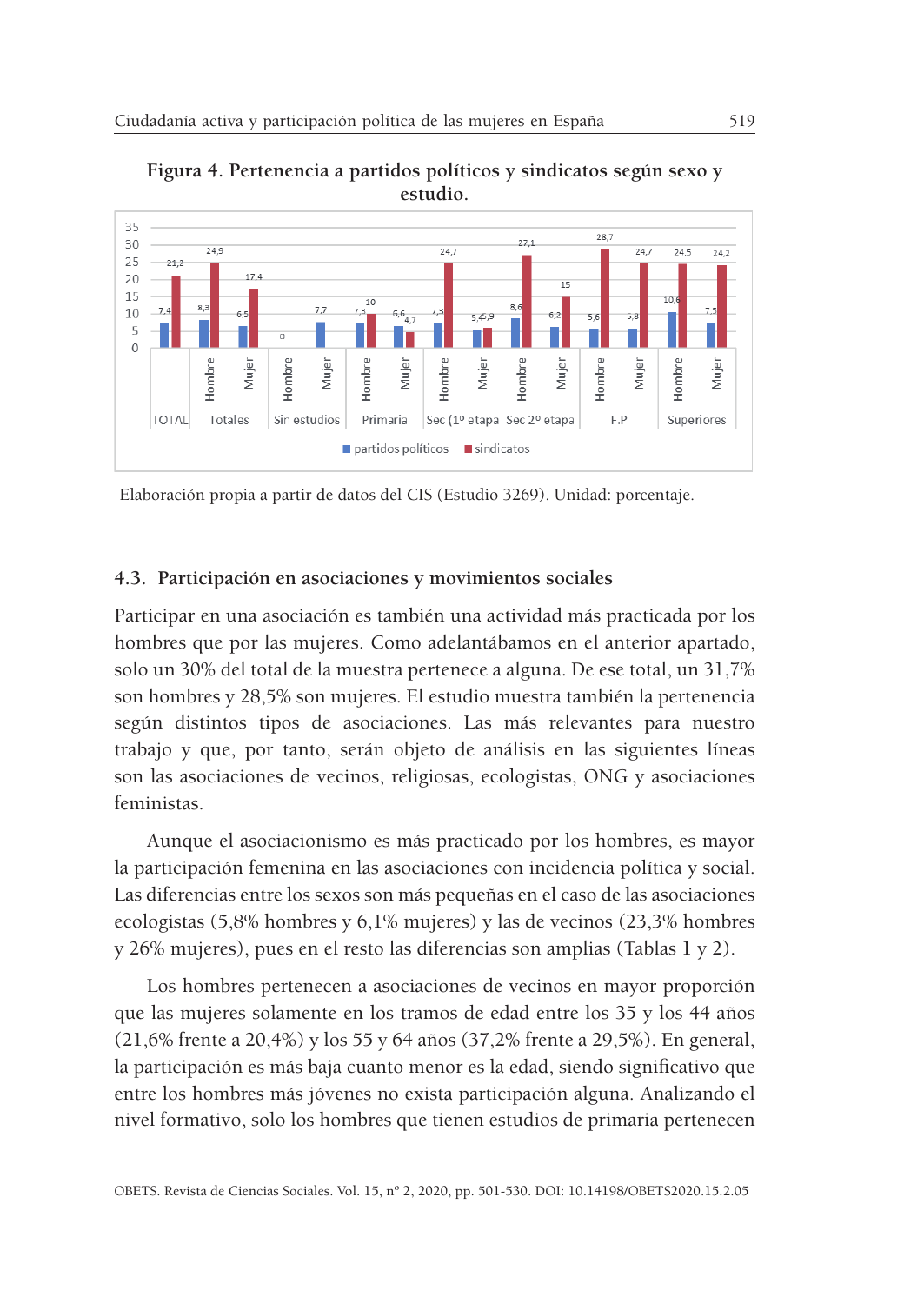**Figura 4. Pertenencia a partidos políticos y sindicatos según sexo y estudio.**

Elaboración propia a partir de datos del CIS (Estudio 3269). Unidad: porcentaje.

### 4.3. Participación en asociaciones y movimientos sociales

Participar en una asociación es también una actividad más practicada por los hombres que por las mujeres. Como adelantábamos en el anterior apartado, solo un 30% del total de la muestra pertenece a alguna. De ese total, un 31,7% son hombres y 28,5% son mujeres. El estudio muestra también la pertenencia según distintos tipos de asociaciones. Las más relevantes para nuestro trabajo y que, por tanto, serán objeto de análisis en las siguientes líneas son las asociaciones de vecinos, religiosas, ecologistas, ONG y asociaciones feministas.

Aunque el asociacionismo es más practicado por los hombres, es mayor la participación femenina en las asociaciones con incidencia política y social. Las diferencias entre los sexos son más pequeñas en el caso de las asociaciones ecologistas (5,8% hombres y 6,1% mujeres) y las de vecinos (23,3% hombres y 26% mujeres), pues en el resto las diferencias son amplias (Tablas 1 y 2).

Los hombres pertenecen a asociaciones de vecinos en mayor proporción que las mujeres solamente en los tramos de edad entre los 35 y los 44 años (21,6% frente a 20,4%) y los 55 y 64 años (37,2% frente a 29,5%). En general, la participación es más baja cuanto menor es la edad, siendo significativo que entre los hombres más jóvenes no exista participación alguna. Analizando el nivel formativo, solo los hombres que tienen estudios de primaria pertenecen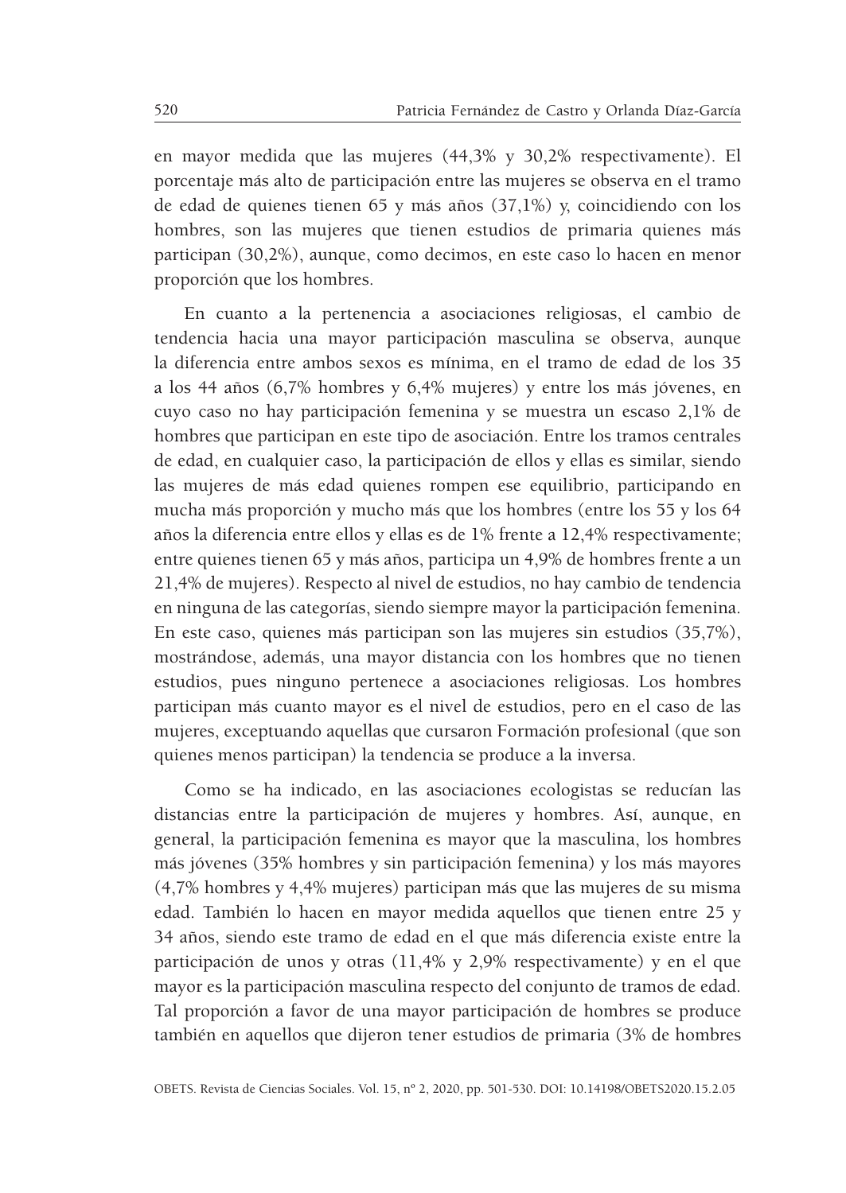en mayor medida que las mujeres (44,3% y 30,2% respectivamente). El porcentaje más alto de participación entre las mujeres se observa en el tramo de edad de quienes tienen 65 y más años (37,1%) y, coincidiendo con los hombres, son las mujeres que tienen estudios de primaria quienes más participan (30,2%), aunque, como decimos, en este caso lo hacen en menor proporción que los hombres.

En cuanto a la pertenencia a asociaciones religiosas, el cambio de tendencia hacia una mayor participación masculina se observa, aunque la diferencia entre ambos sexos es mínima, en el tramo de edad de los 35 a los 44 años (6,7% hombres y 6,4% mujeres) y entre los más jóvenes, en cuyo caso no hay participación femenina y se muestra un escaso 2,1% de hombres que participan en este tipo de asociación. Entre los tramos centrales de edad, en cualquier caso, la participación de ellos y ellas es similar, siendo las mujeres de más edad quienes rompen ese equilibrio, participando en mucha más proporción y mucho más que los hombres (entre los 55 y los 64 años la diferencia entre ellos y ellas es de 1% frente a 12,4% respectivamente; entre quienes tienen 65 y más años, participa un 4,9% de hombres frente a un 21,4% de mujeres). Respecto al nivel de estudios, no hay cambio de tendencia en ninguna de las categorías, siendo siempre mayor la participación femenina. En este caso, quienes más participan son las mujeres sin estudios (35,7%), mostrándose, además, una mayor distancia con los hombres que no tienen estudios, pues ninguno pertenece a asociaciones religiosas. Los hombres participan más cuanto mayor es el nivel de estudios, pero en el caso de las mujeres, exceptuando aquellas que cursaron Formación profesional (que son quienes menos participan) la tendencia se produce a la inversa.

Como se ha indicado, en las asociaciones ecologistas se reducían las distancias entre la participación de mujeres y hombres. Así, aunque, en general, la participación femenina es mayor que la masculina, los hombres más jóvenes (35% hombres y sin participación femenina) y los más mayores (4,7% hombres y 4,4% mujeres) participan más que las mujeres de su misma edad. También lo hacen en mayor medida aquellos que tienen entre 25 y 34 años, siendo este tramo de edad en el que más diferencia existe entre la participación de unos y otras (11,4% y 2,9% respectivamente) y en el que mayor es la participación masculina respecto del conjunto de tramos de edad. Tal proporción a favor de una mayor participación de hombres se produce también en aquellos que dijeron tener estudios de primaria (3% de hombres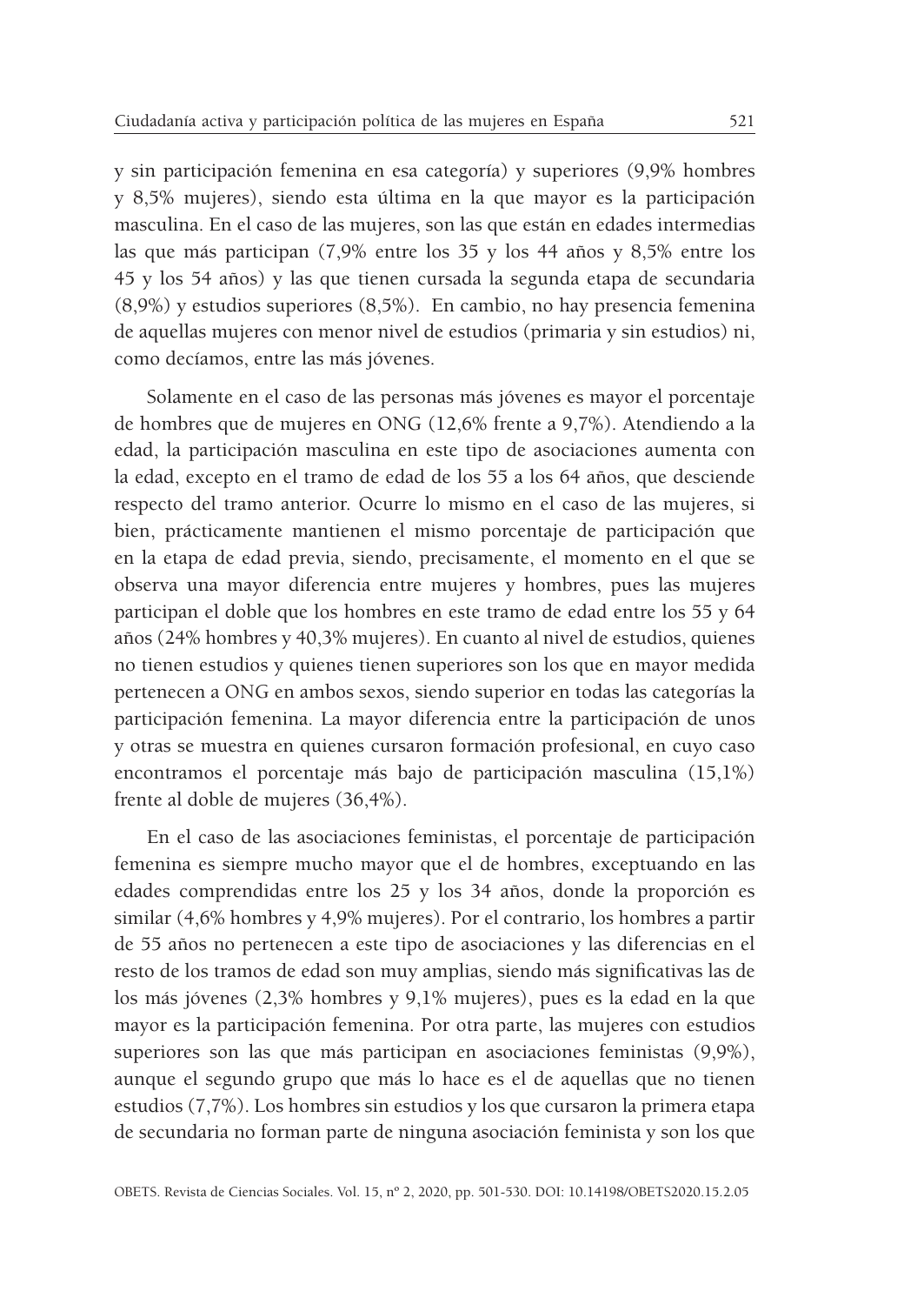y sin participación femenina en esa categoría) y superiores (9,9% hombres y 8,5% mujeres), siendo esta última en la que mayor es la participación masculina. En el caso de las mujeres, son las que están en edades intermedias las que más participan (7,9% entre los 35 y los 44 años y 8,5% entre los 45 y los 54 años) y las que tienen cursada la segunda etapa de secundaria (8,9%) y estudios superiores (8,5%). En cambio, no hay presencia femenina de aquellas mujeres con menor nivel de estudios (primaria y sin estudios) ni, como decíamos, entre las más jóvenes.

Solamente en el caso de las personas más jóvenes es mayor el porcentaje de hombres que de mujeres en ONG (12,6% frente a 9,7%). Atendiendo a la edad, la participación masculina en este tipo de asociaciones aumenta con la edad, excepto en el tramo de edad de los 55 a los 64 años, que desciende respecto del tramo anterior. Ocurre lo mismo en el caso de las mujeres, si bien, prácticamente mantienen el mismo porcentaje de participación que en la etapa de edad previa, siendo, precisamente, el momento en el que se observa una mayor diferencia entre mujeres y hombres, pues las mujeres participan el doble que los hombres en este tramo de edad entre los 55 y 64 años (24% hombres y 40,3% mujeres). En cuanto al nivel de estudios, quienes no tienen estudios y quienes tienen superiores son los que en mayor medida pertenecen a ONG en ambos sexos, siendo superior en todas las categorías la participación femenina. La mayor diferencia entre la participación de unos y otras se muestra en quienes cursaron formación profesional, en cuyo caso encontramos el porcentaje más bajo de participación masculina (15,1%) frente al doble de mujeres (36,4%).

En el caso de las asociaciones feministas, el porcentaje de participación femenina es siempre mucho mayor que el de hombres, exceptuando en las edades comprendidas entre los 25 y los 34 años, donde la proporción es similar (4,6% hombres y 4,9% mujeres). Por el contrario, los hombres a partir de 55 años no pertenecen a este tipo de asociaciones y las diferencias en el resto de los tramos de edad son muy amplias, siendo más significativas las de los más jóvenes (2,3% hombres y 9,1% mujeres), pues es la edad en la que mayor es la participación femenina. Por otra parte, las mujeres con estudios superiores son las que más participan en asociaciones feministas (9,9%), aunque el segundo grupo que más lo hace es el de aquellas que no tienen estudios (7,7%). Los hombres sin estudios y los que cursaron la primera etapa de secundaria no forman parte de ninguna asociación feminista y son los que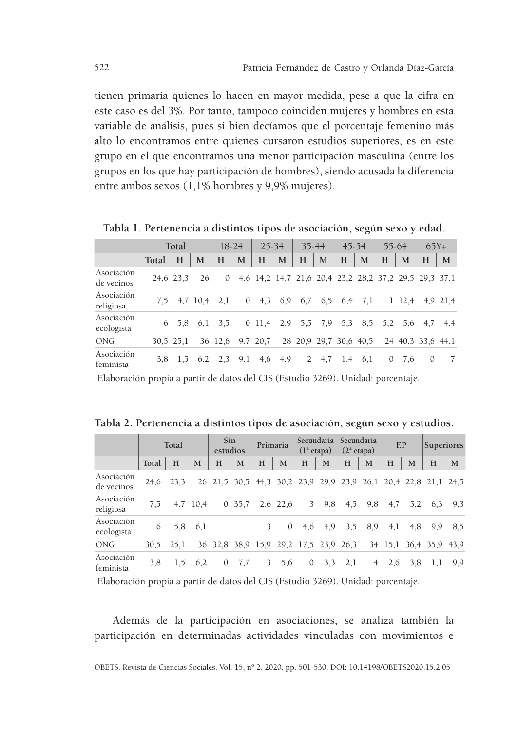tienen primaria quienes lo hacen en mayor medida, pese a que la cifra en este caso es del 3%. Por tanto, tampoco coinciden mujeres y hombres en esta variable de análisis, pues si bien decíamos que el porcentaje femenino más alto lo encontramos entre quienes cursaron estudios superiores, es en este grupo en el que encontramos una menor participación masculina (entre los grupos en los que hay participación de hombres), siendo acusada la diferencia entre ambos sexos (1,1% hombres y 9,9% mujeres).

**Tabla 1. Pertenencia a distintos tipos de asociación, según sexo y edad.**

| | Total | | | 18-24 | | 25-34 | | 35-44 | | 45-54 | | 55-64 | | 65Y+ | |
|---|---|---|---|---|---|---|---|---|---|---|---|---|---|---|---|
| | Total | H | M | H | M | H | M | H | M | H | M | H | M | H | M |
| Asociación de vecinos | 24,6 | 23,3 | 26 | 0 | 4,6 | 14,2 | 14,7 | 21,6 | 20,4 | 23,2 | 28,2 | 37,2 | 29,5 | 29,3 | 37,1 |
| Asociación religiosa | 7,5 | 4,7 | 10,4 | 2,1 | 0 | 4,3 | 6,9 | 6,7 | 6,5 | 6,4 | 7,1 | 1 | 12,4 | 4,9 | 21,4 |
| Asociación ecologista | 6 | 5,8 | 6,1 | 3,5 | 0 | 11,4 | 2,9 | 5,5 | 7,9 | 5,3 | 8,5 | 5,2 | 5,6 | 4,7 | 4,4 |
| ONG | 30,5 | 25,1 | 36 | 12,6 | 9,7 | 20,7 | 28 | 20,9 | 29,7 | 30,6 | 40,5 | 24 | 40,3 | 33,6 | 44,1 |
| Asociación feminista | 3,8 | 1,5 | 6,2 | 2,3 | 9,1 | 4,6 | 4,9 | 2 | 4,7 | 1,4 | 6,1 | 0 | 7,6 | 0 | 7 |

Elaboración propia a partir de datos del CIS (Estudio 3269). Unidad: porcentaje.

**Tabla 2. Pertenencia a distintos tipos de asociación, según sexo y estudios.**

| | Total | | | Sin estudios | | Primaria | | Secundaria (1ª etapa) | | Secundaria (2ª etapa) | | F.P | | Superiores | |
|---|---|---|---|---|---|---|---|---|---|---|---|---|---|---|---|
| | Total | H | M | H | M | H | M | H | M | H | M | H | M | H | M |
| Asociación de vecinos | 24,6 | 23,3 | 26 | 21,5 | 30,5 | 44,3 | 30,2 | 23,9 | 29,9 | 23,9 | 26,1 | 20,4 | 22,8 | 21,1 | 24,5 |
| Asociación religiosa | 7,5 | 4,7 | 10,4 | 0 | 35,7 | 2,6 | 22,6 | 3 | 9,8 | 4,5 | 9,8 | 4,7 | 5,2 | 6,3 | 9,3 |
| Asociación ecologista | 6 | 5,8 | 6,1 | | | 3 | 0 | 4,6 | 4,9 | 3,5 | 8,9 | 4,1 | 4,8 | 9,9 | 8,5 |
| ONG | 30,5 | 25,1 | 36 | 32,8 | 38,9 | 15,9 | 29,2 | 17,5 | 23,9 | 26,3 | 34 | 15,1 | 36,4 | 35,9 | 43,9 |
| Asociación feminista | 3,8 | 1,5 | 6,2 | 0 | 7,7 | 3 | 5,6 | 0 | 3,3 | 2,1 | 4 | 2,6 | 3,8 | 1,1 | 9,9 |

Elaboración propia a partir de datos del CIS (Estudio 3269). Unidad: porcentaje.

Además de la participación en asociaciones, se analiza también la participación en determinadas actividades vinculadas con movimientos e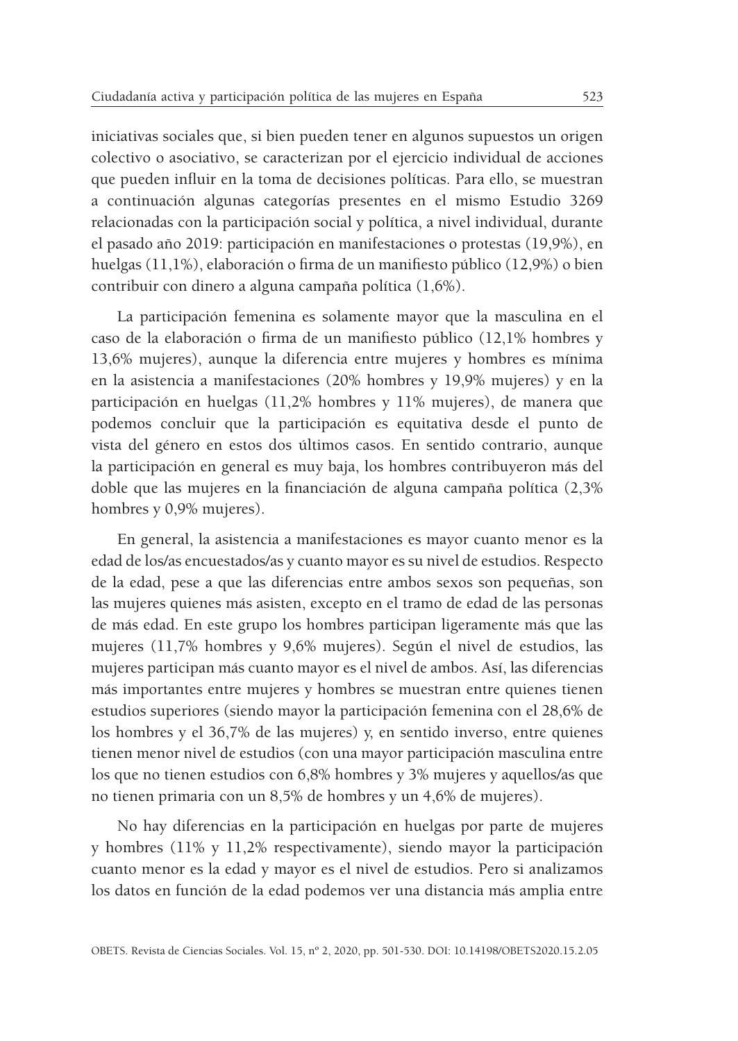iniciativas sociales que, si bien pueden tener en algunos supuestos un origen colectivo o asociativo, se caracterizan por el ejercicio individual de acciones que pueden influir en la toma de decisiones políticas. Para ello, se muestran a continuación algunas categorías presentes en el mismo Estudio 3269 relacionadas con la participación social y política, a nivel individual, durante el pasado año 2019: participación en manifestaciones o protestas (19,9%), en huelgas (11,1%), elaboración o firma de un manifiesto público (12,9%) o bien contribuir con dinero a alguna campaña política (1,6%).

La participación femenina es solamente mayor que la masculina en el caso de la elaboración o firma de un manifiesto público (12,1% hombres y 13,6% mujeres), aunque la diferencia entre mujeres y hombres es mínima en la asistencia a manifestaciones (20% hombres y 19,9% mujeres) y en la participación en huelgas (11,2% hombres y 11% mujeres), de manera que podemos concluir que la participación es equitativa desde el punto de vista del género en estos dos últimos casos. En sentido contrario, aunque la participación en general es muy baja, los hombres contribuyeron más del doble que las mujeres en la financiación de alguna campaña política (2,3% hombres y 0,9% mujeres).

En general, la asistencia a manifestaciones es mayor cuanto menor es la edad de los/as encuestados/as y cuanto mayor es su nivel de estudios. Respecto de la edad, pese a que las diferencias entre ambos sexos son pequeñas, son las mujeres quienes más asisten, excepto en el tramo de edad de las personas de más edad. En este grupo los hombres participan ligeramente más que las mujeres (11,7% hombres y 9,6% mujeres). Según el nivel de estudios, las mujeres participan más cuanto mayor es el nivel de ambos. Así, las diferencias más importantes entre mujeres y hombres se muestran entre quienes tienen estudios superiores (siendo mayor la participación femenina con el 28,6% de los hombres y el 36,7% de las mujeres) y, en sentido inverso, entre quienes tienen menor nivel de estudios (con una mayor participación masculina entre los que no tienen estudios con 6,8% hombres y 3% mujeres y aquellos/as que no tienen primaria con un 8,5% de hombres y un 4,6% de mujeres).

No hay diferencias en la participación en huelgas por parte de mujeres y hombres (11% y 11,2% respectivamente), siendo mayor la participación cuanto menor es la edad y mayor es el nivel de estudios. Pero si analizamos los datos en función de la edad podemos ver una distancia más amplia entre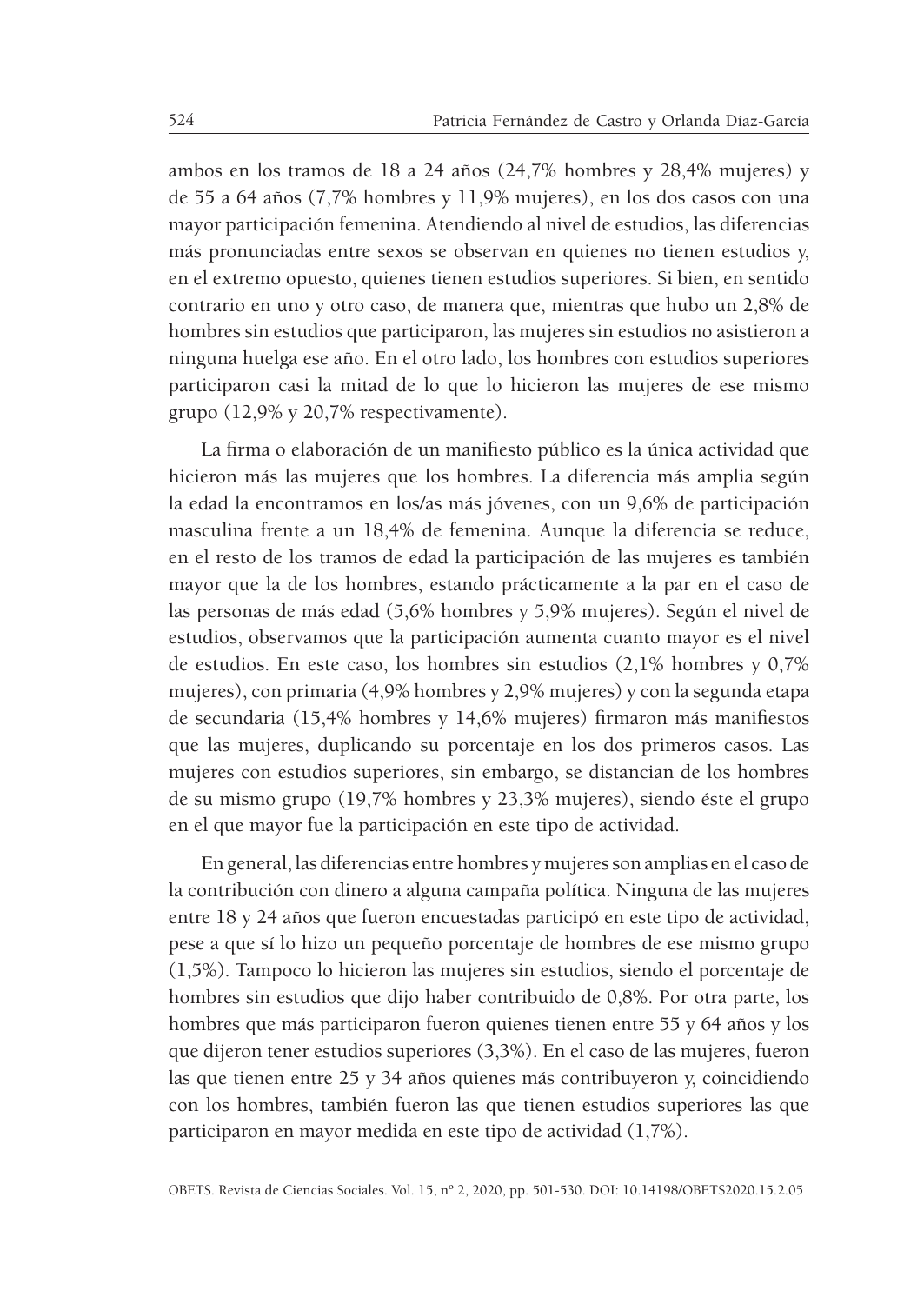ambos en los tramos de 18 a 24 años (24,7% hombres y 28,4% mujeres) y de 55 a 64 años (7,7% hombres y 11,9% mujeres), en los dos casos con una mayor participación femenina. Atendiendo al nivel de estudios, las diferencias más pronunciadas entre sexos se observan en quienes no tienen estudios y, en el extremo opuesto, quienes tienen estudios superiores. Si bien, en sentido contrario en uno y otro caso, de manera que, mientras que hubo un 2,8% de hombres sin estudios que participaron, las mujeres sin estudios no asistieron a ninguna huelga ese año. En el otro lado, los hombres con estudios superiores participaron casi la mitad de lo que lo hicieron las mujeres de ese mismo grupo (12,9% y 20,7% respectivamente).

La firma o elaboración de un manifiesto público es la única actividad que hicieron más las mujeres que los hombres. La diferencia más amplia según la edad la encontramos en los/as más jóvenes, con un 9,6% de participación masculina frente a un 18,4% de femenina. Aunque la diferencia se reduce, en el resto de los tramos de edad la participación de las mujeres es también mayor que la de los hombres, estando prácticamente a la par en el caso de las personas de más edad (5,6% hombres y 5,9% mujeres). Según el nivel de estudios, observamos que la participación aumenta cuanto mayor es el nivel de estudios. En este caso, los hombres sin estudios (2,1% hombres y 0,7% mujeres), con primaria (4,9% hombres y 2,9% mujeres) y con la segunda etapa de secundaria (15,4% hombres y 14,6% mujeres) firmaron más manifiestos que las mujeres, duplicando su porcentaje en los dos primeros casos. Las mujeres con estudios superiores, sin embargo, se distancian de los hombres de su mismo grupo (19,7% hombres y 23,3% mujeres), siendo éste el grupo en el que mayor fue la participación en este tipo de actividad.

En general, las diferencias entre hombres y mujeres son amplias en el caso de la contribución con dinero a alguna campaña política. Ninguna de las mujeres entre 18 y 24 años que fueron encuestadas participó en este tipo de actividad, pese a que sí lo hizo un pequeño porcentaje de hombres de ese mismo grupo (1,5%). Tampoco lo hicieron las mujeres sin estudios, siendo el porcentaje de hombres sin estudios que dijo haber contribuido de 0,8%. Por otra parte, los hombres que más participaron fueron quienes tienen entre 55 y 64 años y los que dijeron tener estudios superiores (3,3%). En el caso de las mujeres, fueron las que tienen entre 25 y 34 años quienes más contribuyeron y, coincidiendo con los hombres, también fueron las que tienen estudios superiores las que participaron en mayor medida en este tipo de actividad (1,7%).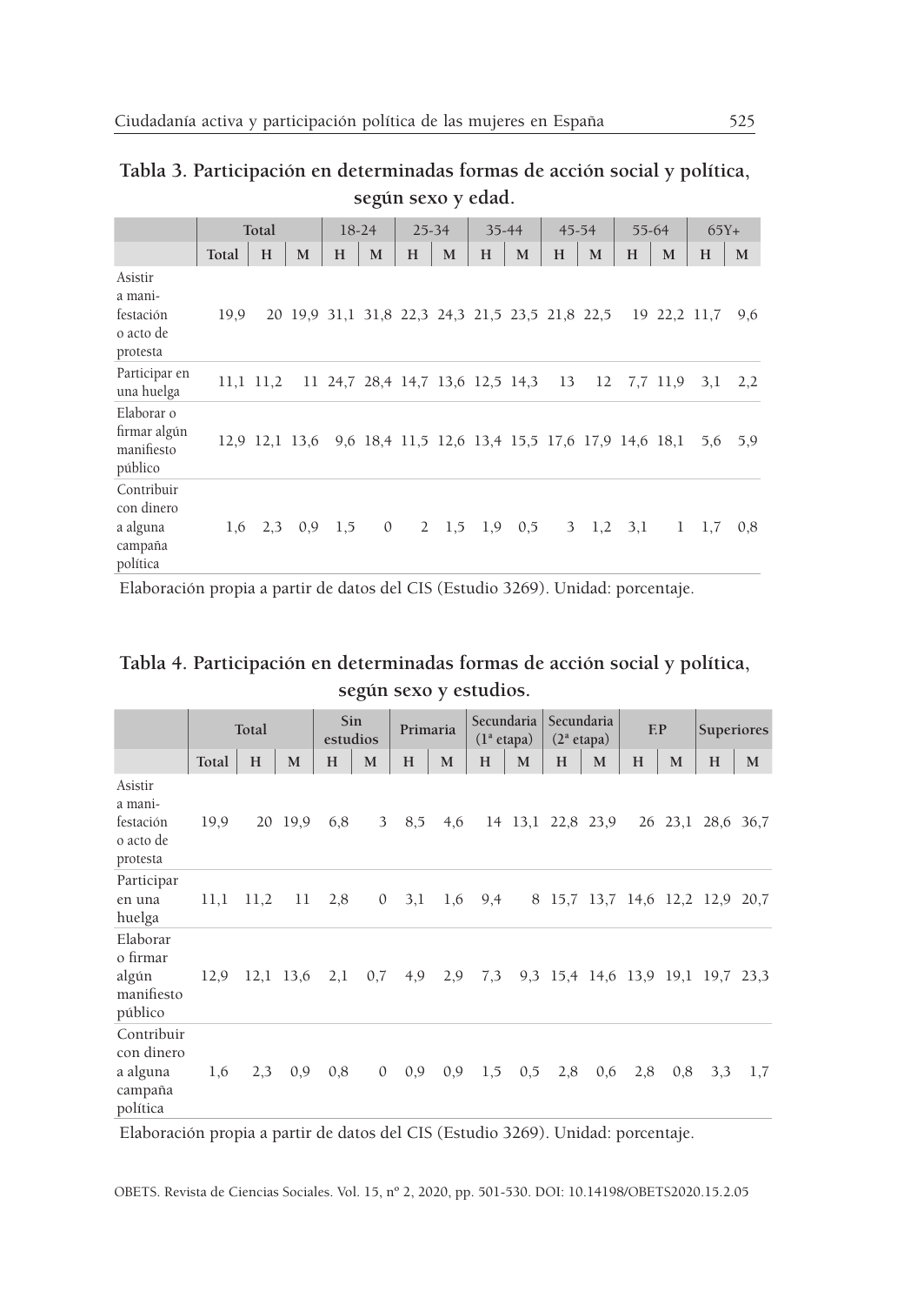**Tabla 3. Participación en determinadas formas de acción social y política, según sexo y edad.**

| | Total | | | 18-24 | | 25-34 | | 35-44 | | 45-54 | | 55-64 | | 65Y+ | |
|---|---|---|---|---|---|---|---|---|---|---|---|---|---|---|---|
| | Total | H | M | H | M | H | M | H | M | H | M | H | M | H | M |
| Asistir a manifestación o acto de protesta | 19,9 | 20 | 19,9 | 31,1 | 31,8 | 22,3 | 24,3 | 21,5 | 23,5 | 21,8 | 22,5 | 19 | 22,2 | 11,7 | 9,6 |
| Participar en una huelga | 11,1 | 11,2 | 11 | 24,7 | 28,4 | 14,7 | 13,6 | 12,5 | 14,3 | 13 | 12 | 7,7 | 11,9 | 3,1 | 2,2 |
| Elaborar o firmar algún manifiesto público | 12,9 | 12,1 | 13,6 | 9,6 | 18,4 | 11,5 | 12,6 | 13,4 | 15,5 | 17,6 | 17,9 | 14,6 | 18,1 | 5,6 | 5,9 |
| Contribuir con dinero a alguna campaña política | 1,6 | 2,3 | 0,9 | 1,5 | 0 | 2 | 1,5 | 1,9 | 0,5 | 3 | 1,2 | 3,1 | 1 | 1,7 | 0,8 |

Elaboración propia a partir de datos del CIS (Estudio 3269). Unidad: porcentaje.

**Tabla 4. Participación en determinadas formas de acción social y política, según sexo y estudios.**

| | Total | | | Sin estudios | | Primaria | | Secundaria (1ª etapa) | | Secundaria (2ª etapa) | | F.P | | Superiores | |
|---|---|---|---|---|---|---|---|---|---|---|---|---|---|---|---|
| | Total | H | M | H | M | H | M | H | M | H | M | H | M | H | M |
| Asistir a manifestación o acto de protesta | 19,9 | 20 | 19,9 | 6,8 | 3 | 8,5 | 4,6 | 14 | 13,1 | 22,8 | 23,9 | 26 | 23,1 | 28,6 | 36,7 |
| Participar en una huelga | 11,1 | 11,2 | 11 | 2,8 | 0 | 3,1 | 1,6 | 9,4 | 8 | 15,7 | 13,7 | 14,6 | 12,2 | 12,9 | 20,7 |
| Elaborar o firmar algún manifiesto público | 12,9 | 12,1 | 13,6 | 2,1 | 0,7 | 4,9 | 2,9 | 7,3 | 9,3 | 15,4 | 14,6 | 13,9 | 19,1 | 19,7 | 23,3 |
| Contribuir con dinero a alguna campaña política | 1,6 | 2,3 | 0,9 | 0,8 | 0 | 0,9 | 0,9 | 1,5 | 0,5 | 2,8 | 0,6 | 2,8 | 0,8 | 3,3 | 1,7 |

Elaboración propia a partir de datos del CIS (Estudio 3269). Unidad: porcentaje.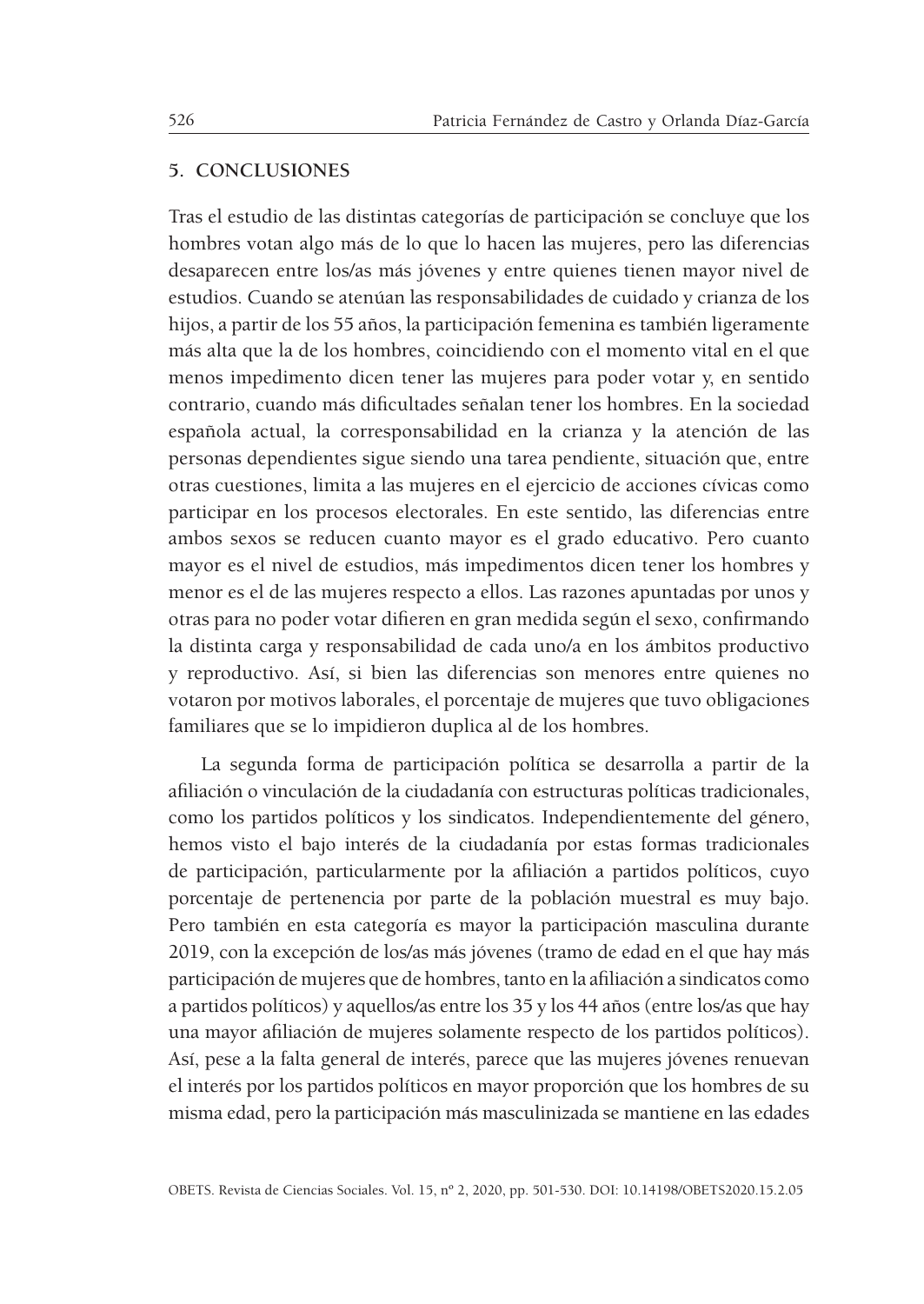## 5. CONCLUSIONES

Tras el estudio de las distintas categorías de participación se concluye que los hombres votan algo más de lo que lo hacen las mujeres, pero las diferencias desaparecen entre los/as más jóvenes y entre quienes tienen mayor nivel de estudios. Cuando se atenúan las responsabilidades de cuidado y crianza de los hijos, a partir de los 55 años, la participación femenina es también ligeramente más alta que la de los hombres, coincidiendo con el momento vital en el que menos impedimento dicen tener las mujeres para poder votar y, en sentido contrario, cuando más dificultades señalan tener los hombres. En la sociedad española actual, la corresponsabilidad en la crianza y la atención de las personas dependientes sigue siendo una tarea pendiente, situación que, entre otras cuestiones, limita a las mujeres en el ejercicio de acciones cívicas como participar en los procesos electorales. En este sentido, las diferencias entre ambos sexos se reducen cuanto mayor es el grado educativo. Pero cuanto mayor es el nivel de estudios, más impedimentos dicen tener los hombres y menor es el de las mujeres respecto a ellos. Las razones apuntadas por unos y otras para no poder votar difieren en gran medida según el sexo, confirmando la distinta carga y responsabilidad de cada uno/a en los ámbitos productivo y reproductivo. Así, si bien las diferencias son menores entre quienes no votaron por motivos laborales, el porcentaje de mujeres que tuvo obligaciones familiares que se lo impidieron duplica al de los hombres.

La segunda forma de participación política se desarrolla a partir de la afiliación o vinculación de la ciudadanía con estructuras políticas tradicionales, como los partidos políticos y los sindicatos. Independientemente del género, hemos visto el bajo interés de la ciudadanía por estas formas tradicionales de participación, particularmente por la afiliación a partidos políticos, cuyo porcentaje de pertenencia por parte de la población muestral es muy bajo. Pero también en esta categoría es mayor la participación masculina durante 2019, con la excepción de los/as más jóvenes (tramo de edad en el que hay más participación de mujeres que de hombres, tanto en la afiliación a sindicatos como a partidos políticos) y aquellos/as entre los 35 y los 44 años (entre los/as que hay una mayor afiliación de mujeres solamente respecto de los partidos políticos). Así, pese a la falta general de interés, parece que las mujeres jóvenes renuevan el interés por los partidos políticos en mayor proporción que los hombres de su misma edad, pero la participación más masculinizada se mantiene en las edades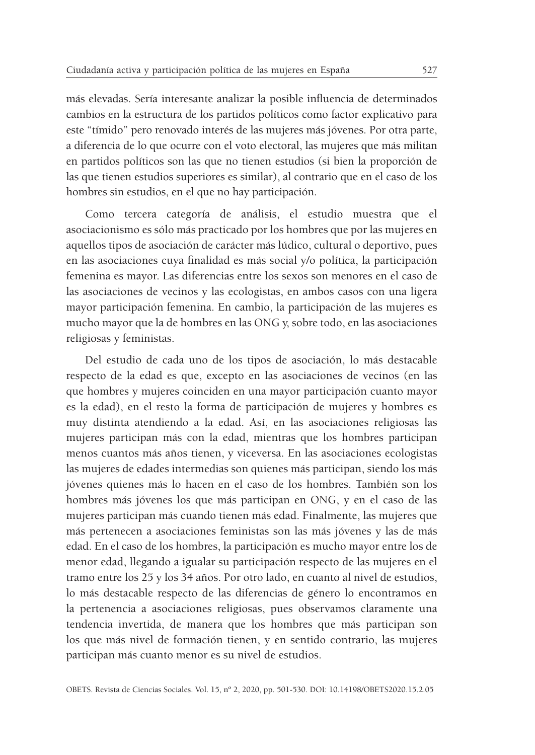más elevadas. Sería interesante analizar la posible influencia de determinados cambios en la estructura de los partidos políticos como factor explicativo para este "tímido" pero renovado interés de las mujeres más jóvenes. Por otra parte, a diferencia de lo que ocurre con el voto electoral, las mujeres que más militan en partidos políticos son las que no tienen estudios (si bien la proporción de las que tienen estudios superiores es similar), al contrario que en el caso de los hombres sin estudios, en el que no hay participación.

Como tercera categoría de análisis, el estudio muestra que el asociacionismo es sólo más practicado por los hombres que por las mujeres en aquellos tipos de asociación de carácter más lúdico, cultural o deportivo, pues en las asociaciones cuya finalidad es más social y/o política, la participación femenina es mayor. Las diferencias entre los sexos son menores en el caso de las asociaciones de vecinos y las ecologistas, en ambos casos con una ligera mayor participación femenina. En cambio, la participación de las mujeres es mucho mayor que la de hombres en las ONG y, sobre todo, en las asociaciones religiosas y feministas.

Del estudio de cada uno de los tipos de asociación, lo más destacable respecto de la edad es que, excepto en las asociaciones de vecinos (en las que hombres y mujeres coinciden en una mayor participación cuanto mayor es la edad), en el resto la forma de participación de mujeres y hombres es muy distinta atendiendo a la edad. Así, en las asociaciones religiosas las mujeres participan más con la edad, mientras que los hombres participan menos cuantos más años tienen, y viceversa. En las asociaciones ecologistas las mujeres de edades intermedias son quienes más participan, siendo los más jóvenes quienes más lo hacen en el caso de los hombres. También son los hombres más jóvenes los que más participan en ONG, y en el caso de las mujeres participan más cuando tienen más edad. Finalmente, las mujeres que más pertenecen a asociaciones feministas son las más jóvenes y las de más edad. En el caso de los hombres, la participación es mucho mayor entre los de menor edad, llegando a igualar su participación respecto de las mujeres en el tramo entre los 25 y los 34 años. Por otro lado, en cuanto al nivel de estudios, lo más destacable respecto de las diferencias de género lo encontramos en la pertenencia a asociaciones religiosas, pues observamos claramente una tendencia invertida, de manera que los hombres que más participan son los que más nivel de formación tienen, y en sentido contrario, las mujeres participan más cuanto menor es su nivel de estudios.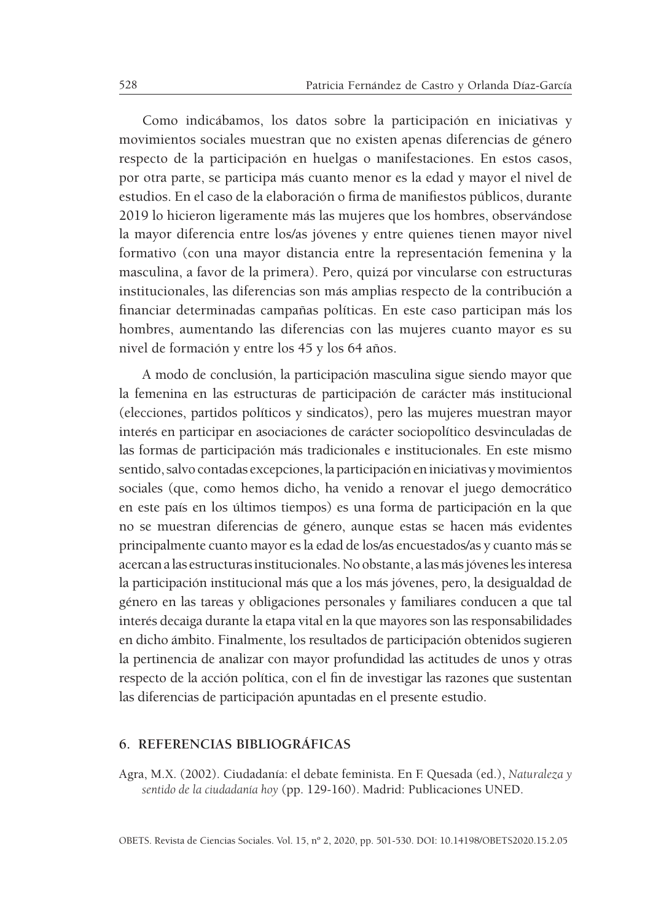Como indicábamos, los datos sobre la participación en iniciativas y movimientos sociales muestran que no existen apenas diferencias de género respecto de la participación en huelgas o manifestaciones. En estos casos, por otra parte, se participa más cuanto menor es la edad y mayor el nivel de estudios. En el caso de la elaboración o firma de manifiestos públicos, durante 2019 lo hicieron ligeramente más las mujeres que los hombres, observándose la mayor diferencia entre los/as jóvenes y entre quienes tienen mayor nivel formativo (con una mayor distancia entre la representación femenina y la masculina, a favor de la primera). Pero, quizá por vincularse con estructuras institucionales, las diferencias son más amplias respecto de la contribución a financiar determinadas campañas políticas. En este caso participan más los hombres, aumentando las diferencias con las mujeres cuanto mayor es su nivel de formación y entre los 45 y los 64 años.

A modo de conclusión, la participación masculina sigue siendo mayor que la femenina en las estructuras de participación de carácter más institucional (elecciones, partidos políticos y sindicatos), pero las mujeres muestran mayor interés en participar en asociaciones de carácter sociopolítico desvinculadas de las formas de participación más tradicionales e institucionales. En este mismo sentido, salvo contadas excepciones, la participación en iniciativas y movimientos sociales (que, como hemos dicho, ha venido a renovar el juego democrático en este país en los últimos tiempos) es una forma de participación en la que no se muestran diferencias de género, aunque estas se hacen más evidentes principalmente cuanto mayor es la edad de los/as encuestados/as y cuanto más se acercan a las estructuras institucionales. No obstante, a las más jóvenes les interesa la participación institucional más que a los más jóvenes, pero, la desigualdad de género en las tareas y obligaciones personales y familiares conducen a que tal interés decaiga durante la etapa vital en la que mayores son las responsabilidades en dicho ámbito. Finalmente, los resultados de participación obtenidos sugieren la pertinencia de analizar con mayor profundidad las actitudes de unos y otras respecto de la acción política, con el fin de investigar las razones que sustentan las diferencias de participación apuntadas en el presente estudio.

## 6. REFERENCIAS BIBLIOGRÁFICAS

Agra, M.X. (2002). Ciudadanía: el debate feminista. En F. Quesada (ed.), *Naturaleza y sentido de la ciudadanía hoy* (pp. 129-160). Madrid: Publicaciones UNED.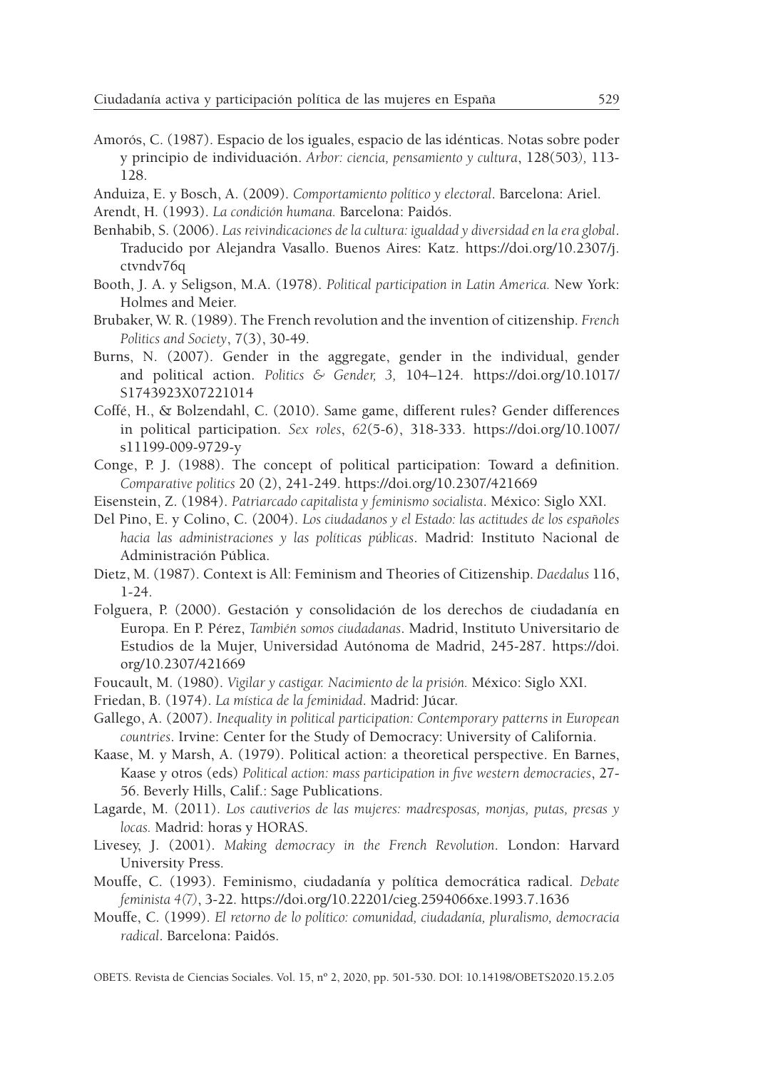Amorós, C. (1987). Espacio de los iguales, espacio de las idénticas. Notas sobre poder y principio de individuación. *Arbor: ciencia, pensamiento y cultura*, 128(503*),* 113-128.

Anduiza, E. y Bosch, A. (2009). *Comportamiento político y electoral*. Barcelona: Ariel.

Arendt, H. (1993). *La condición humana.* Barcelona: Paidós.

Benhabib, S. (2006). *Las reivindicaciones de la cultura: igualdad y diversidad en la era global*. Traducido por Alejandra Vasallo. Buenos Aires: Katz. https://doi.org/10.2307/j.ctvndv76q

Booth, J. A. y Seligson, M.A. (1978). *Political participation in Latin America.* New York: Holmes and Meier.

Brubaker, W. R. (1989). The French revolution and the invention of citizenship. *French Politics and Society*, 7(3), 30-49.

Burns, N. (2007). Gender in the aggregate, gender in the individual, gender and political action. *Politics & Gender, 3,* 104–124. https://doi.org/10.1017/S1743923X07221014

Coffé, H., & Bolzendahl, C. (2010). Same game, different rules? Gender differences in political participation. *Sex roles*, *62*(5-6), 318-333. https://doi.org/10.1007/s11199-009-9729-y

Conge, P. J. (1988). The concept of political participation: Toward a definition. *Comparative politics* 20 (2), 241-249. https://doi.org/10.2307/421669

Eisenstein, Z. (1984). *Patriarcado capitalista y feminismo socialista*. México: Siglo XXI.

Del Pino, E. y Colino, C. (2004). *Los ciudadanos y el Estado: las actitudes de los españoles hacia las administraciones y las políticas públicas*. Madrid: Instituto Nacional de Administración Pública.

Dietz, M. (1987). Context is All: Feminism and Theories of Citizenship. *Daedalus* 116, 1-24.

Folguera, P. (2000). Gestación y consolidación de los derechos de ciudadanía en Europa. En P. Pérez, *También somos ciudadanas*. Madrid, Instituto Universitario de Estudios de la Mujer, Universidad Autónoma de Madrid, 245-287. https://doi.org/10.2307/421669

Foucault, M. (1980). *Vigilar y castigar. Nacimiento de la prisión.* México: Siglo XXI.

Friedan, B. (1974). *La mística de la feminidad*. Madrid: Júcar.

Gallego, A. (2007). *Inequality in political participation: Contemporary patterns in European countries*. Irvine: Center for the Study of Democracy: University of California.

Kaase, M. y Marsh, A. (1979). Political action: a theoretical perspective. En Barnes, Kaase y otros (eds) *Political action: mass participation in five western democracies*, 27-56. Beverly Hills, Calif.: Sage Publications.

Lagarde, M. (2011). *Los cautiverios de las mujeres: madresposas, monjas, putas, presas y locas.* Madrid: horas y HORAS.

Livesey, J. (2001). *Making democracy in the French Revolution*. London: Harvard University Press.

Mouffe, C. (1993). Feminismo, ciudadanía y política democrática radical. *Debate feminista 4(7)*, 3-22. https://doi.org/10.22201/cieg.2594066xe.1993.7.1636

Mouffe, C. (1999). *El retorno de lo político: comunidad, ciudadanía, pluralismo, democracia radical*. Barcelona: Paidós.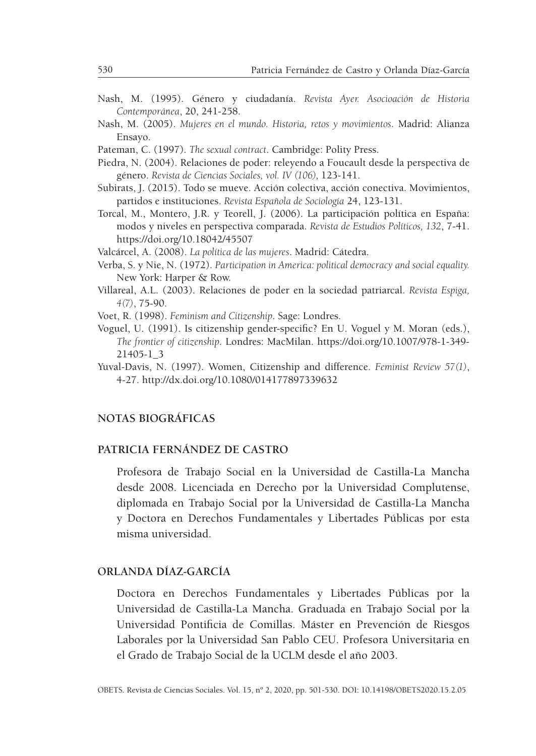Nash, M. (1995). Género y ciudadanía. *Revista Ayer. Asocioación de Historia Contemporánea*, 20, 241-258.

Nash, M. (2005). *Mujeres en el mundo. Historia, retos y movimientos*. Madrid: Alianza Ensayo.

Pateman, C. (1997). *The sexual contract*. Cambridge: Polity Press.

Piedra, N. (2004). Relaciones de poder: releyendo a Foucault desde la perspectiva de género. *Revista de Ciencias Sociales, vol. IV (106),* 123-141.

Subirats, J. (2015). Todo se mueve. Acción colectiva, acción conectiva. Movimientos, partidos e instituciones. *Revista Española de Sociología* 24, 123-131.

Torcal, M., Montero, J.R. y Teorell, J. (2006). La participación política en España: modos y niveles en perspectiva comparada. *Revista de Estudios Políticos, 132*, 7-41. https://doi.org/10.18042/45507

Valcárcel, A. (2008). *La política de las mujeres*. Madrid: Cátedra.

Verba, S. y Nie, N. (1972). *Participation in America: political democracy and social equality.* New York: Harper & Row.

Villareal, A.L. (2003). Relaciones de poder en la sociedad patriarcal. *Revista Espiga, 4(7)*, 75-90.

Voet, R. (1998). *Feminism and Citizenship*. Sage: Londres.

Voguel, U. (1991). Is citizenship gender-specific? En U. Voguel y M. Moran (eds.), *The frontier of citizenship*. Londres: MacMilan. https://doi.org/10.1007/978-1-349-21405-1_3

Yuval-Davis, N. (1997). Women, Citizenship and difference. *Feminist Review 57(1)*, 4-27. http://dx.doi.org/10.1080/014177897339632

## NOTAS BIOGRÁFICAS

### PATRICIA FERNÁNDEZ DE CASTRO

Profesora de Trabajo Social en la Universidad de Castilla-La Mancha desde 2008. Licenciada en Derecho por la Universidad Complutense, diplomada en Trabajo Social por la Universidad de Castilla-La Mancha y Doctora en Derechos Fundamentales y Libertades Públicas por esta misma universidad.

### ORLANDA DÍAZ-GARCÍA

Doctora en Derechos Fundamentales y Libertades Públicas por la Universidad de Castilla-La Mancha. Graduada en Trabajo Social por la Universidad Pontificia de Comillas. Máster en Prevención de Riesgos Laborales por la Universidad San Pablo CEU. Profesora Universitaria en el Grado de Trabajo Social de la UCLM desde el año 2003.